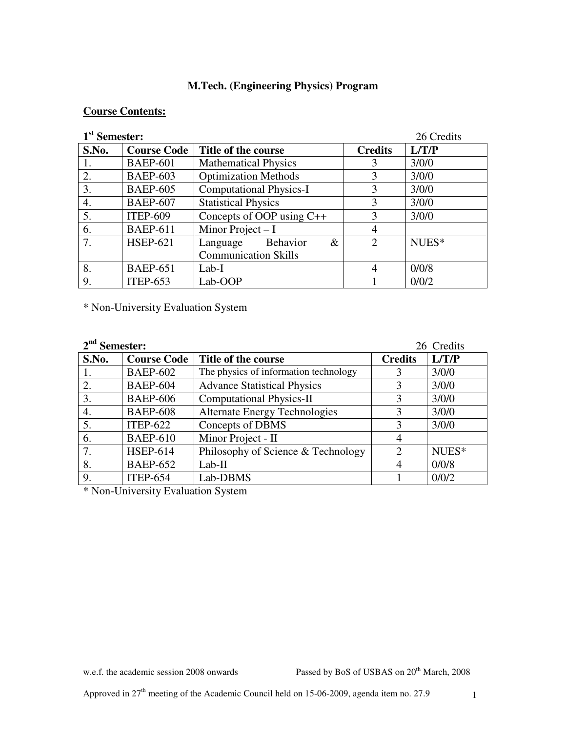# M.Tech. (Engineering Physics) Program

**Course Contents:**

**1st Semester:** 26 Credits

| S.No. | Course Code | Title of the course | Credits | L/T/P |
|---|---|---|---|---|
| 1. | BAEP-601 | Mathematical Physics | 3 | 3/0/0 |
| 2. | BAEP-603 | Optimization Methods | 3 | 3/0/0 |
| 3. | BAEP-605 | Computational Physics-I | 3 | 3/0/0 |
| 4. | BAEP-607 | Statistical Physics | 3 | 3/0/0 |
| 5. | ITEP-609 | Concepts of OOP using C++ | 3 | 3/0/0 |
| 6. | BAEP-611 | Minor Project – I | 4 | |
| 7. | HSEP-621 | Language Behavior & Communication Skills | 2 | NUES* |
| 8. | BAEP-651 | Lab-I | 4 | 0/0/8 |
| 9. | ITEP-653 | Lab-OOP | 1 | 0/0/2 |

\* Non-University Evaluation System

**2nd Semester:** 26 Credits

| S.No. | Course Code | Title of the course | Credits | L/T/P |
|---|---|---|---|---|
| 1. | BAEP-602 | The physics of information technology | 3 | 3/0/0 |
| 2. | BAEP-604 | Advance Statistical Physics | 3 | 3/0/0 |
| 3. | BAEP-606 | Computational Physics-II | 3 | 3/0/0 |
| 4. | BAEP-608 | Alternate Energy Technologies | 3 | 3/0/0 |
| 5. | ITEP-622 | Concepts of DBMS | 3 | 3/0/0 |
| 6. | BAEP-610 | Minor Project - II | 4 | |
| 7. | HSEP-614 | Philosophy of Science & Technology | 2 | NUES* |
| 8. | BAEP-652 | Lab-II | 4 | 0/0/8 |
| 9. | ITEP-654 | Lab-DBMS | 1 | 0/0/2 |

\* Non-University Evaluation System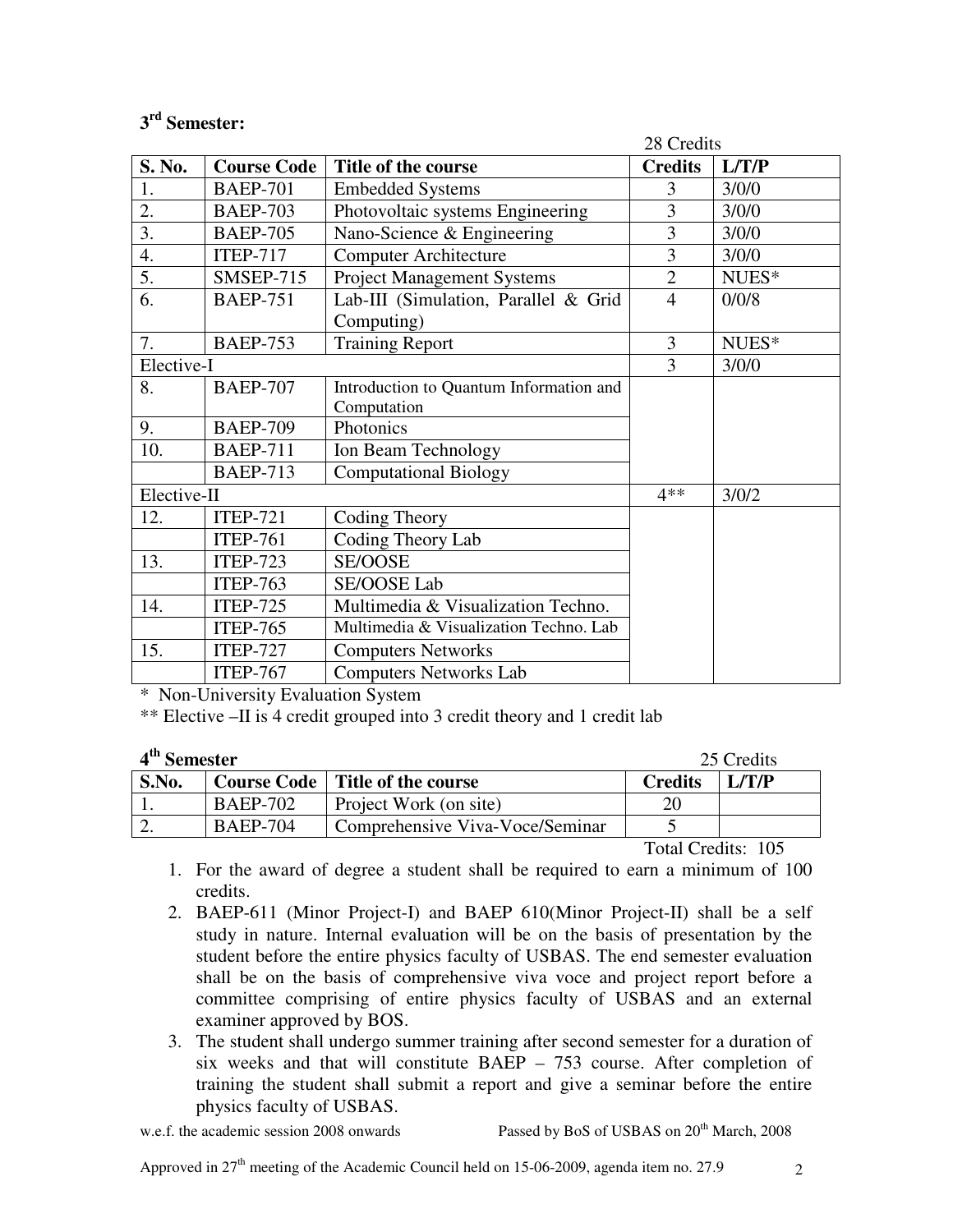### 3rd Semester:

28 Credits

| S. No. | Course Code | Title of the course | Credits | L/T/P |
|---|---|---|---|---|
| 1. | BAEP-701 | Embedded Systems | 3 | 3/0/0 |
| 2. | BAEP-703 | Photovoltaic systems Engineering | 3 | 3/0/0 |
| 3. | BAEP-705 | Nano-Science & Engineering | 3 | 3/0/0 |
| 4. | ITEP-717 | Computer Architecture | 3 | 3/0/0 |
| 5. | SMSEP-715 | Project Management Systems | 2 | NUES* |
| 6. | BAEP-751 | Lab-III (Simulation, Parallel & Grid Computing) | 4 | 0/0/8 |
| 7. | BAEP-753 | Training Report | 3 | NUES* |
| Elective-I | | | 3 | 3/0/0 |
| 8. | BAEP-707 | Introduction to Quantum Information and Computation | | |
| 9. | BAEP-709 | Photonics | | |
| 10. | BAEP-711 | Ion Beam Technology | | |
| | BAEP-713 | Computational Biology | | |
| Elective-II | | | 4** | 3/0/2 |
| 12. | ITEP-721 | Coding Theory | | |
| | ITEP-761 | Coding Theory Lab | | |
| 13. | ITEP-723 | SE/OOSE | | |
| | ITEP-763 | SE/OOSE Lab | | |
| 14. | ITEP-725 | Multimedia & Visualization Techno. | | |
| | ITEP-765 | Multimedia & Visualization Techno. Lab | | |
| 15. | ITEP-727 | Computers Networks | | |
| | ITEP-767 | Computers Networks Lab | | |

\* Non-University Evaluation System

\** Elective –II is 4 credit grouped into 3 credit theory and 1 credit lab

### 4th Semester

25 Credits

| S.No. | Course Code | Title of the course | Credits | L/T/P |
|---|---|---|---|---|
| 1. | BAEP-702 | Project Work (on site) | 20 | |
| 2. | BAEP-704 | Comprehensive Viva-Voce/Seminar | 5 | |

Total Credits: 105

1. For the award of degree a student shall be required to earn a minimum of 100 credits.
2. BAEP-611 (Minor Project-I) and BAEP 610(Minor Project-II) shall be a self study in nature. Internal evaluation will be on the basis of presentation by the student before the entire physics faculty of USBAS. The end semester evaluation shall be on the basis of comprehensive viva voce and project report before a committee comprising of entire physics faculty of USBAS and an external examiner approved by BOS.
3. The student shall undergo summer training after second semester for a duration of six weeks and that will constitute BAEP – 753 course. After completion of training the student shall submit a report and give a seminar before the entire physics faculty of USBAS.

w.e.f. the academic session 2008 onwards Passed by BoS of USBAS on 20th March, 2008

Approved in 27th meeting of the Academic Council held on 15-06-2009, agenda item no. 27.9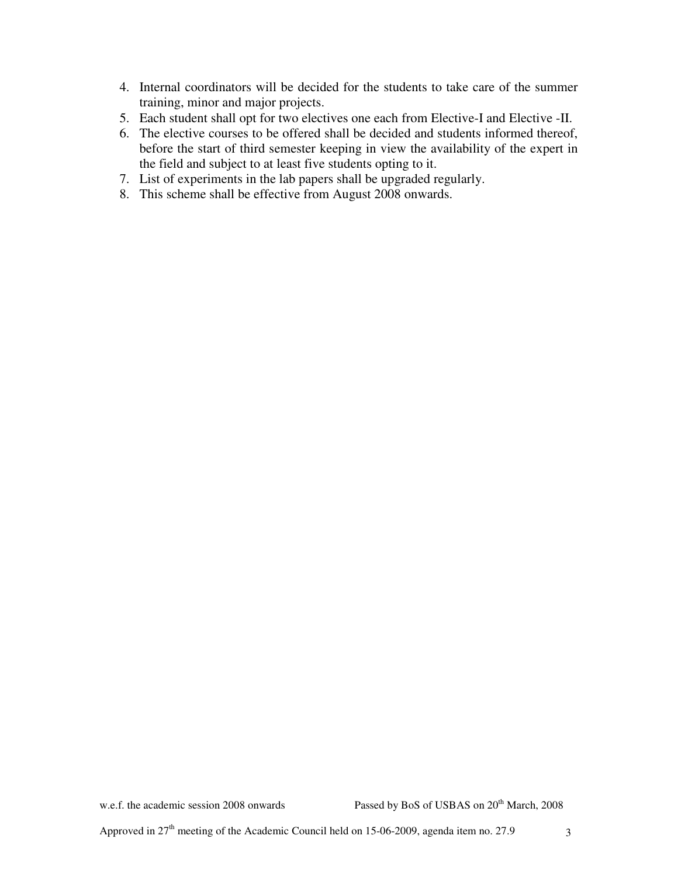4. Internal coordinators will be decided for the students to take care of the summer training, minor and major projects.
5. Each student shall opt for two electives one each from Elective-I and Elective -II.
6. The elective courses to be offered shall be decided and students informed thereof, before the start of third semester keeping in view the availability of the expert in the field and subject to at least five students opting to it.
7. List of experiments in the lab papers shall be upgraded regularly.
8. This scheme shall be effective from August 2008 onwards.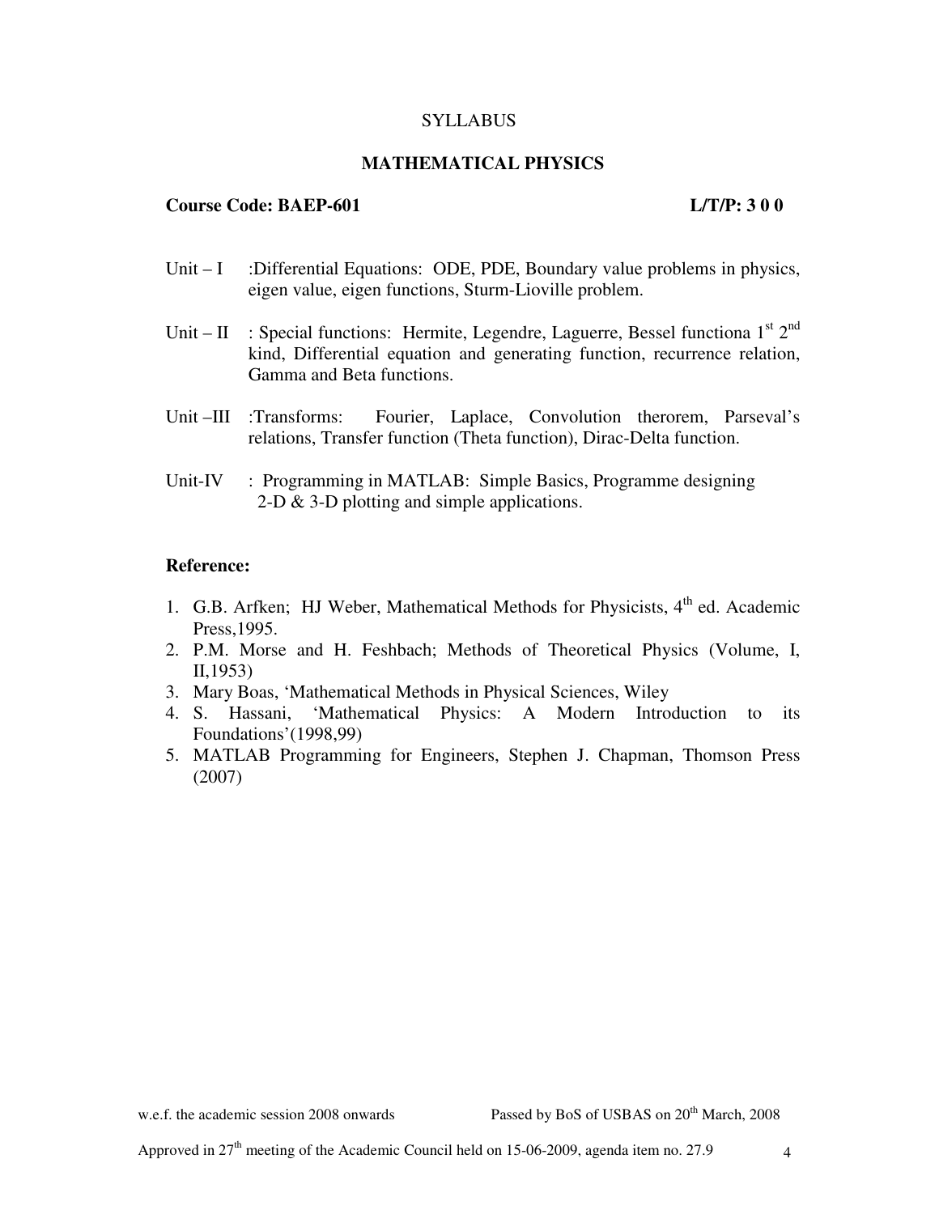SYLLABUS

## MATHEMATICAL PHYSICS

**Course Code: BAEP-601** **L/T/P: 3 0 0**

Unit – I :Differential Equations: ODE, PDE, Boundary value problems in physics, eigen value, eigen functions, Sturm-Lioville problem.

Unit – II : Special functions: Hermite, Legendre, Laguerre, Bessel functiona 1st 2nd kind, Differential equation and generating function, recurrence relation, Gamma and Beta functions.

Unit –III :Transforms: Fourier, Laplace, Convolution therorem, Parseval's relations, Transfer function (Theta function), Dirac-Delta function.

Unit-IV : Programming in MATLAB: Simple Basics, Programme designing 2-D & 3-D plotting and simple applications.

**Reference:**

1. G.B. Arfken; HJ Weber, Mathematical Methods for Physicists, 4th ed. Academic Press,1995.
2. P.M. Morse and H. Feshbach; Methods of Theoretical Physics (Volume, I, II,1953)
3. Mary Boas, 'Mathematical Methods in Physical Sciences, Wiley
4. S. Hassani, 'Mathematical Physics: A Modern Introduction to its Foundations'(1998,99)
5. MATLAB Programming for Engineers, Stephen J. Chapman, Thomson Press (2007)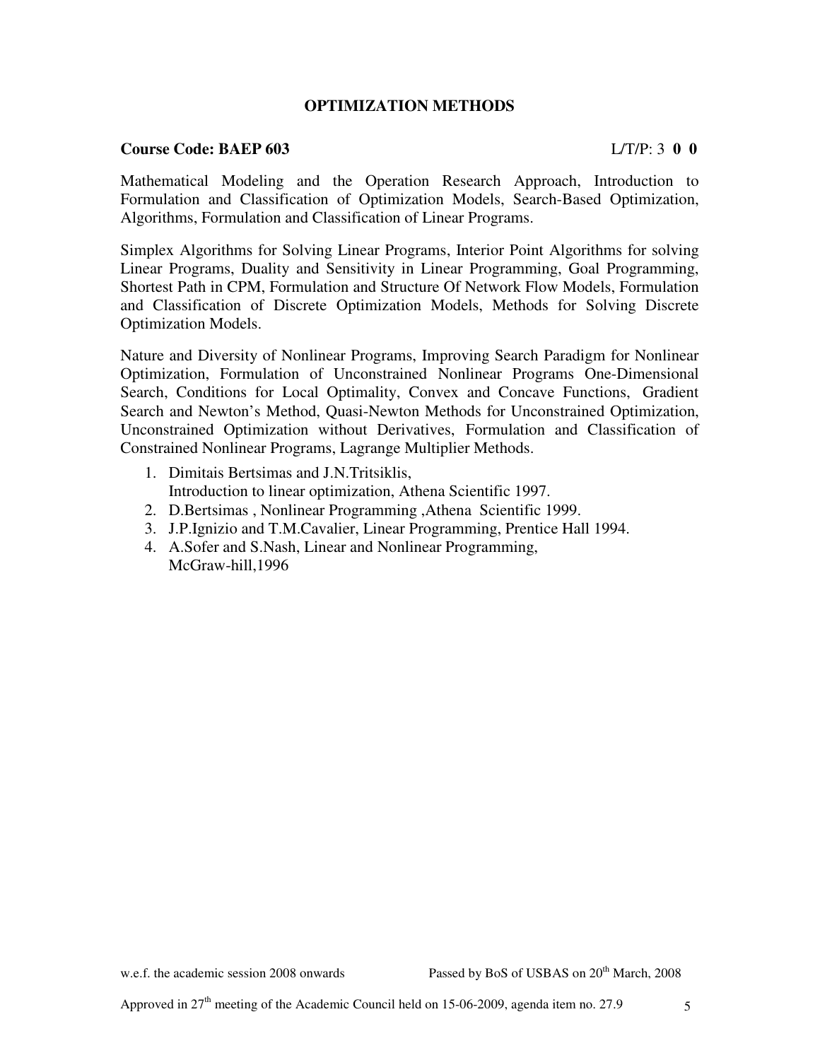## OPTIMIZATION METHODS

**Course Code: BAEP 603** L/T/P: 3 **0 0**

Mathematical Modeling and the Operation Research Approach, Introduction to Formulation and Classification of Optimization Models, Search-Based Optimization, Algorithms, Formulation and Classification of Linear Programs.

Simplex Algorithms for Solving Linear Programs, Interior Point Algorithms for solving Linear Programs, Duality and Sensitivity in Linear Programming, Goal Programming, Shortest Path in CPM, Formulation and Structure Of Network Flow Models, Formulation and Classification of Discrete Optimization Models, Methods for Solving Discrete Optimization Models.

Nature and Diversity of Nonlinear Programs, Improving Search Paradigm for Nonlinear Optimization, Formulation of Unconstrained Nonlinear Programs One-Dimensional Search, Conditions for Local Optimality, Convex and Concave Functions, Gradient Search and Newton's Method, Quasi-Newton Methods for Unconstrained Optimization, Unconstrained Optimization without Derivatives, Formulation and Classification of Constrained Nonlinear Programs, Lagrange Multiplier Methods.

1. Dimitais Bertsimas and J.N.Tritsiklis, Introduction to linear optimization, Athena Scientific 1997.
2. D.Bertsimas , Nonlinear Programming ,Athena Scientific 1999.
3. J.P.Ignizio and T.M.Cavalier, Linear Programming, Prentice Hall 1994.
4. A.Sofer and S.Nash, Linear and Nonlinear Programming, McGraw-hill,1996

w.e.f. the academic session 2008 onwards Passed by BoS of USBAS on 20th March, 2008

Approved in 27th meeting of the Academic Council held on 15-06-2009, agenda item no. 27.9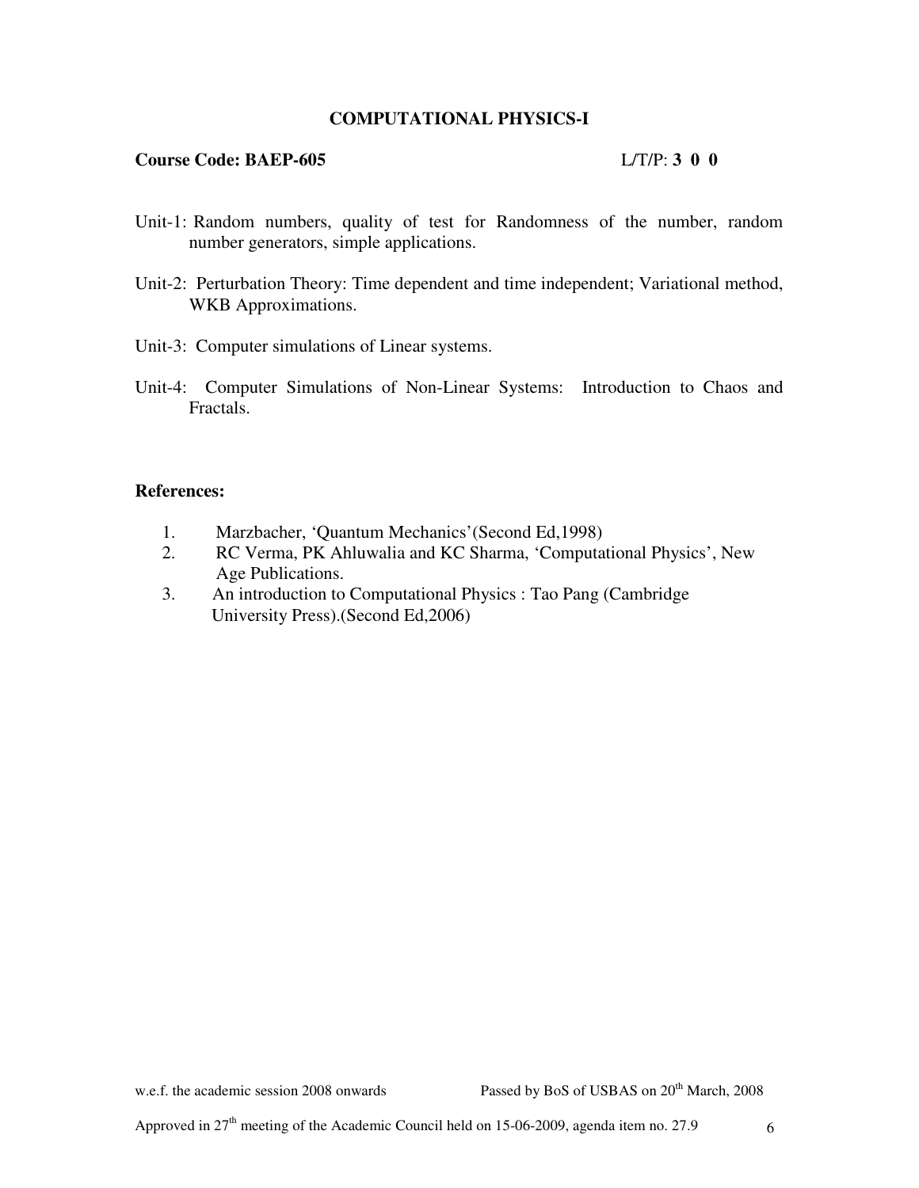## COMPUTATIONAL PHYSICS-I

**Course Code: BAEP-605** L/T/P: **3 0 0**

Unit-1: Random numbers, quality of test for Randomness of the number, random number generators, simple applications.

Unit-2: Perturbation Theory: Time dependent and time independent; Variational method, WKB Approximations.

Unit-3: Computer simulations of Linear systems.

Unit-4: Computer Simulations of Non-Linear Systems: Introduction to Chaos and Fractals.

**References:**

1. Marzbacher, 'Quantum Mechanics'(Second Ed,1998)
2. RC Verma, PK Ahluwalia and KC Sharma, 'Computational Physics', New Age Publications.
3. An introduction to Computational Physics : Tao Pang (Cambridge University Press).(Second Ed,2006)

w.e.f. the academic session 2008 onwards Passed by BoS of USBAS on 20th March, 2008

Approved in 27th meeting of the Academic Council held on 15-06-2009, agenda item no. 27.9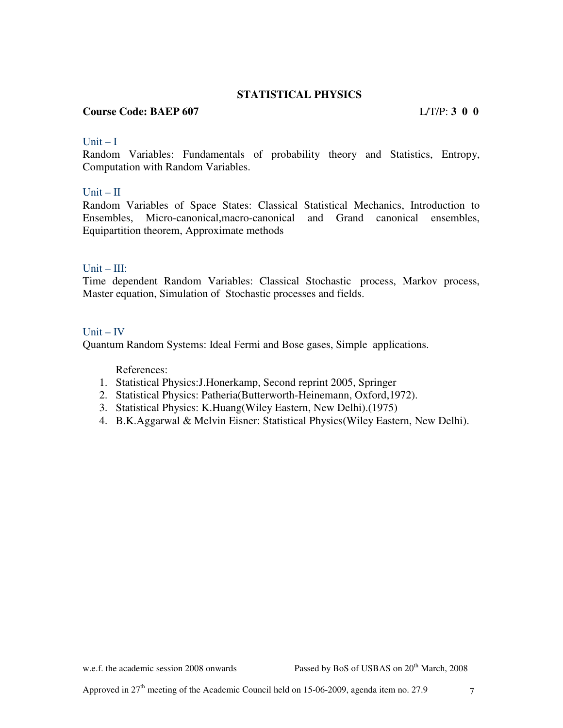## STATISTICAL PHYSICS

**Course Code: BAEP 607** L/T/P: **3 0 0**

### Unit – I

Random Variables: Fundamentals of probability theory and Statistics, Entropy, Computation with Random Variables.

### Unit – II

Random Variables of Space States: Classical Statistical Mechanics, Introduction to Ensembles, Micro-canonical,macro-canonical and Grand canonical ensembles, Equipartition theorem, Approximate methods

### Unit – III:

Time dependent Random Variables: Classical Stochastic process, Markov process, Master equation, Simulation of Stochastic processes and fields.

### Unit – IV

Quantum Random Systems: Ideal Fermi and Bose gases, Simple applications.

References:

1. Statistical Physics:J.Honerkamp, Second reprint 2005, Springer
2. Statistical Physics: Patheria(Butterworth-Heinemann, Oxford,1972).
3. Statistical Physics: K.Huang(Wiley Eastern, New Delhi).(1975)
4. B.K.Aggarwal & Melvin Eisner: Statistical Physics(Wiley Eastern, New Delhi).

w.e.f. the academic session 2008 onwards Passed by BoS of USBAS on 20th March, 2008

Approved in 27th meeting of the Academic Council held on 15-06-2009, agenda item no. 27.9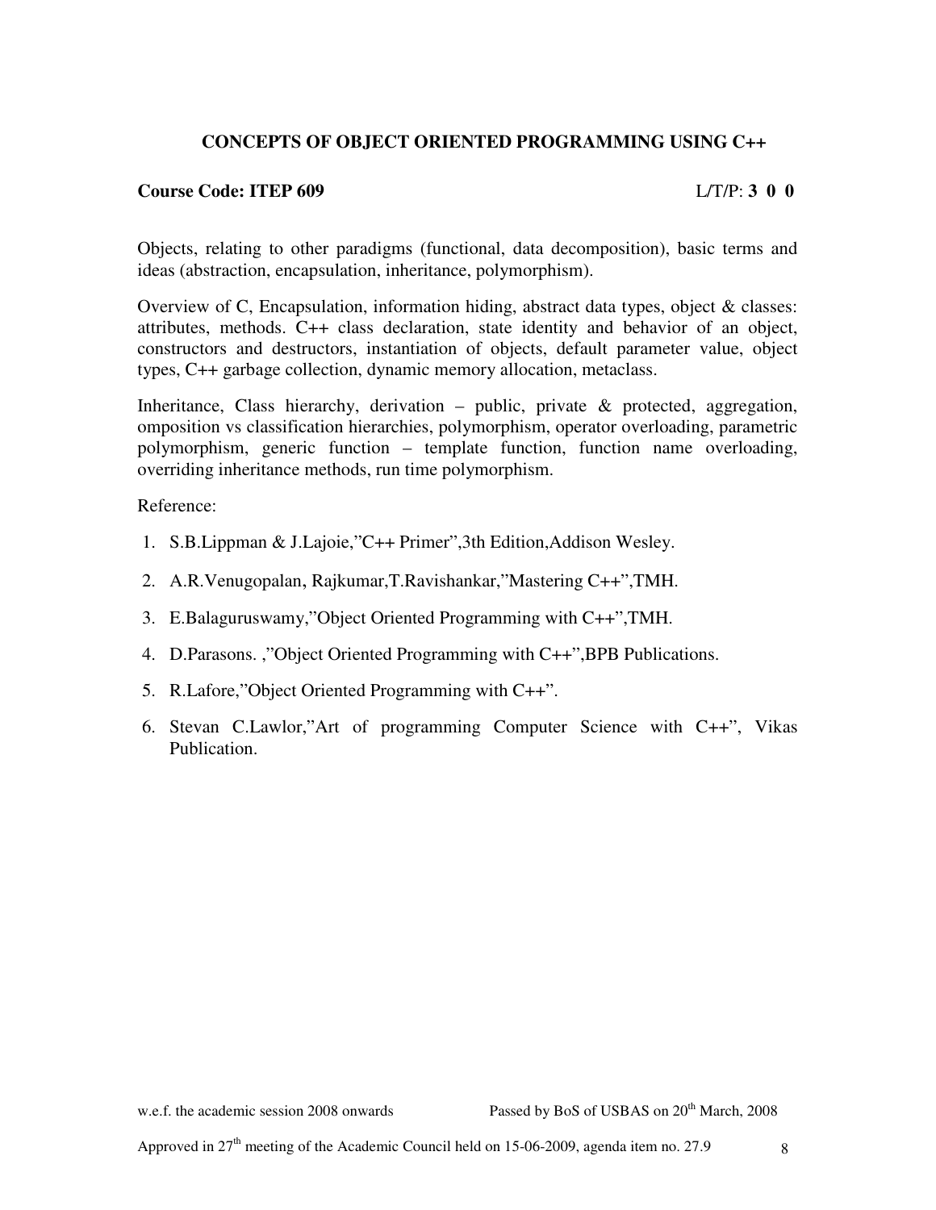## CONCEPTS OF OBJECT ORIENTED PROGRAMMING USING C++

**Course Code: ITEP 609** L/T/P: **3 0 0**

Objects, relating to other paradigms (functional, data decomposition), basic terms and ideas (abstraction, encapsulation, inheritance, polymorphism).

Overview of C, Encapsulation, information hiding, abstract data types, object & classes: attributes, methods. C++ class declaration, state identity and behavior of an object, constructors and destructors, instantiation of objects, default parameter value, object types, C++ garbage collection, dynamic memory allocation, metaclass.

Inheritance, Class hierarchy, derivation – public, private & protected, aggregation, omposition vs classification hierarchies, polymorphism, operator overloading, parametric polymorphism, generic function – template function, function name overloading, overriding inheritance methods, run time polymorphism.

Reference:

1. S.B.Lippman & J.Lajoie,"C++ Primer",3th Edition,Addison Wesley.
2. A.R.Venugopalan, Rajkumar,T.Ravishankar,"Mastering C++",TMH.
3. E.Balaguruswamy,"Object Oriented Programming with C++",TMH.
4. D.Parasons. ,"Object Oriented Programming with C++",BPB Publications.
5. R.Lafore,"Object Oriented Programming with C++".
6. Stevan C.Lawlor,"Art of programming Computer Science with C++", Vikas Publication.

w.e.f. the academic session 2008 onwards Passed by BoS of USBAS on 20th March, 2008

Approved in 27th meeting of the Academic Council held on 15-06-2009, agenda item no. 27.9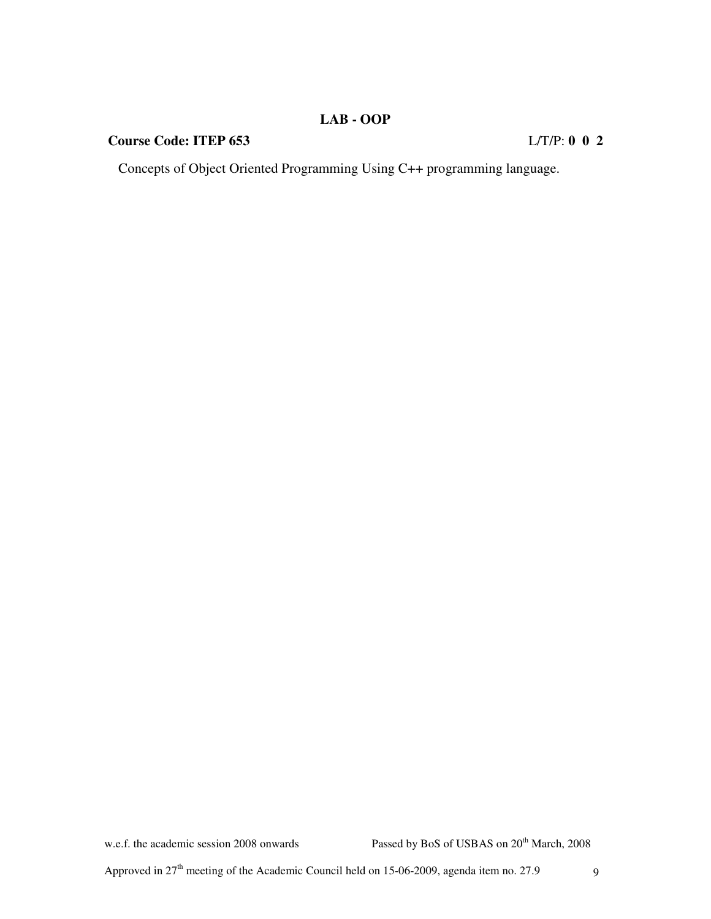## LAB - OOP

**Course Code: ITEP 653** L/T/P: **0 0 2**

Concepts of Object Oriented Programming Using C++ programming language.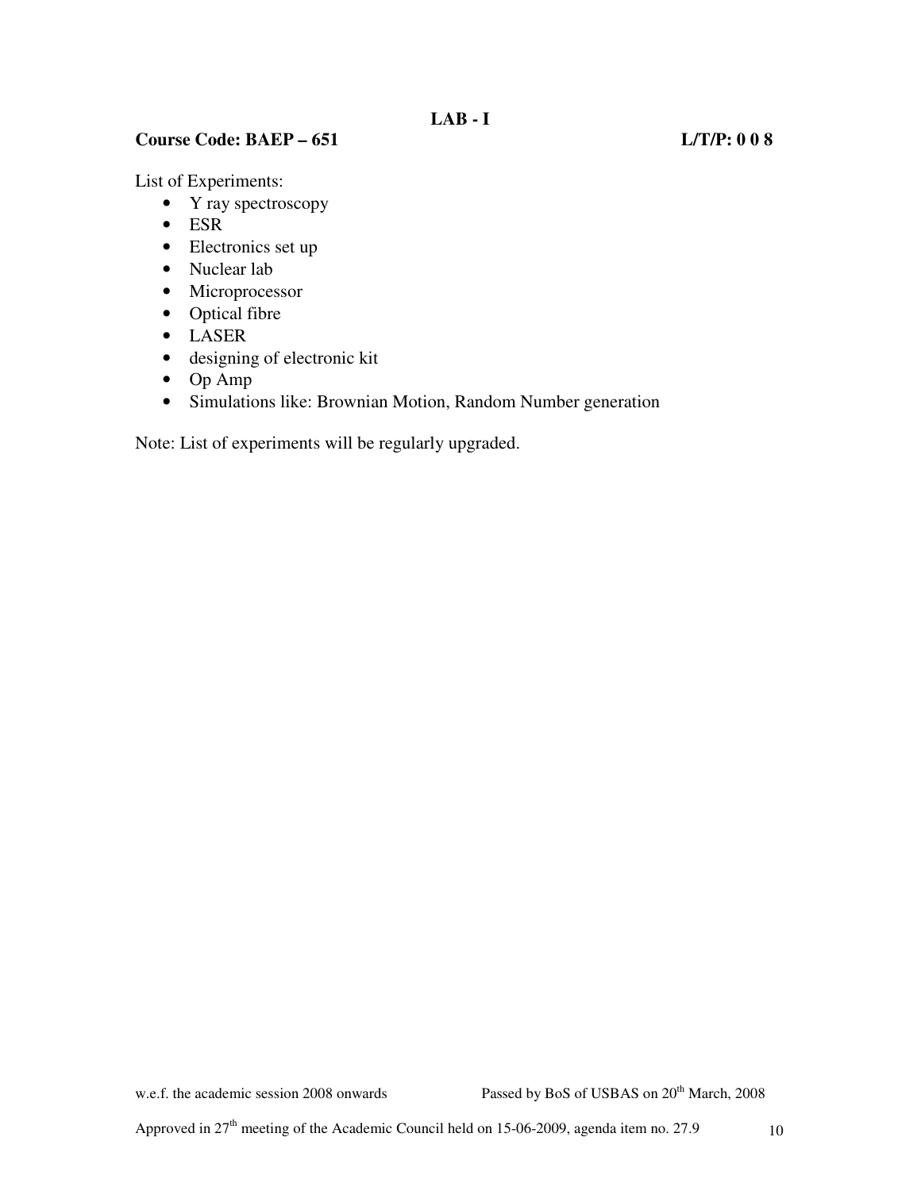## LAB - I

**Course Code: BAEP – 651** **L/T/P: 0 0 8**

List of Experiments:

- Y ray spectroscopy
- ESR
- Electronics set up
- Nuclear lab
- Microprocessor
- Optical fibre
- LASER
- designing of electronic kit
- Op Amp
- Simulations like: Brownian Motion, Random Number generation

Note: List of experiments will be regularly upgraded.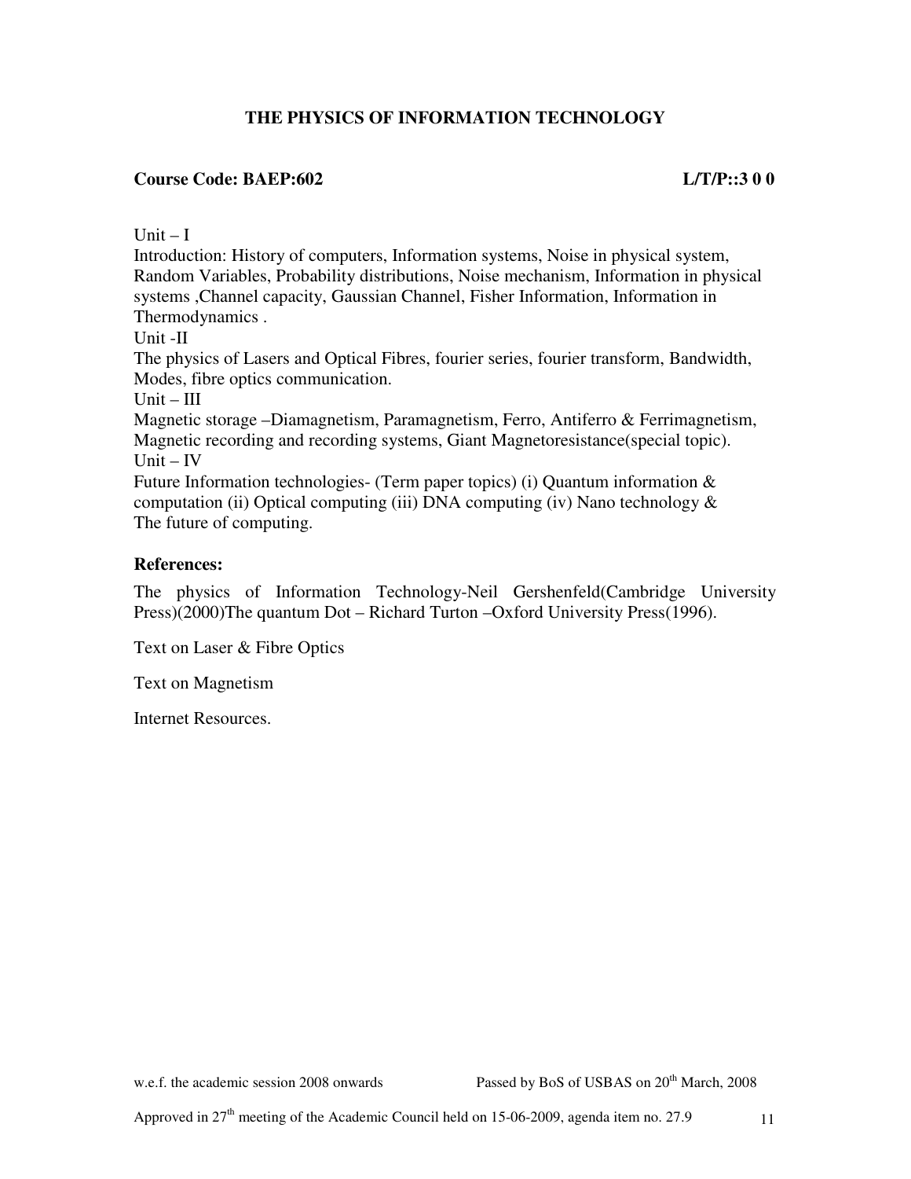## THE PHYSICS OF INFORMATION TECHNOLOGY

**Course Code: BAEP:602** **L/T/P::3 0 0**

Unit – I
Introduction: History of computers, Information systems, Noise in physical system, Random Variables, Probability distributions, Noise mechanism, Information in physical systems ,Channel capacity, Gaussian Channel, Fisher Information, Information in Thermodynamics .
Unit -II
The physics of Lasers and Optical Fibres, fourier series, fourier transform, Bandwidth, Modes, fibre optics communication.
Unit – III
Magnetic storage –Diamagnetism, Paramagnetism, Ferro, Antiferro & Ferrimagnetism, Magnetic recording and recording systems, Giant Magnetoresistance(special topic).
Unit – IV
Future Information technologies- (Term paper topics) (i) Quantum information & computation (ii) Optical computing (iii) DNA computing (iv) Nano technology & The future of computing.

**References:**

The physics of Information Technology-Neil Gershenfeld(Cambridge University Press)(2000)The quantum Dot – Richard Turton –Oxford University Press(1996).

Text on Laser & Fibre Optics

Text on Magnetism

Internet Resources.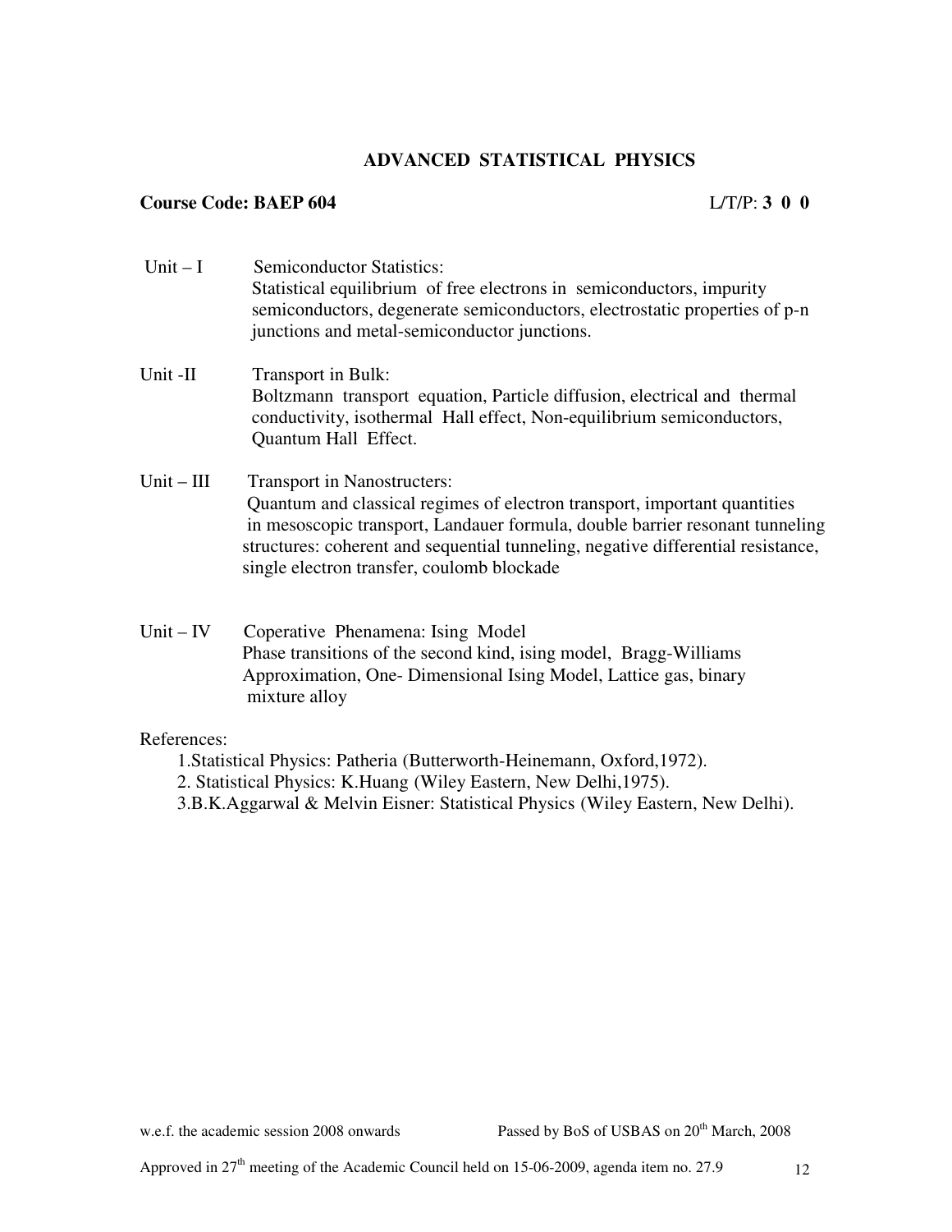## ADVANCED STATISTICAL PHYSICS

**Course Code: BAEP 604** L/T/P: **3 0 0**

Unit – I Semiconductor Statistics:
Statistical equilibrium of free electrons in semiconductors, impurity semiconductors, degenerate semiconductors, electrostatic properties of p-n junctions and metal-semiconductor junctions.

Unit -II Transport in Bulk:
Boltzmann transport equation, Particle diffusion, electrical and thermal conductivity, isothermal Hall effect, Non-equilibrium semiconductors, Quantum Hall Effect.

Unit – III Transport in Nanostructers:
Quantum and classical regimes of electron transport, important quantities in mesoscopic transport, Landauer formula, double barrier resonant tunneling structures: coherent and sequential tunneling, negative differential resistance, single electron transfer, coulomb blockade

Unit – IV Coperative Phenamena: Ising Model
Phase transitions of the second kind, ising model, Bragg-Williams Approximation, One- Dimensional Ising Model, Lattice gas, binary mixture alloy

References:

1. Statistical Physics: Patheria (Butterworth-Heinemann, Oxford,1972).
2. Statistical Physics: K.Huang (Wiley Eastern, New Delhi,1975).
3. B.K.Aggarwal & Melvin Eisner: Statistical Physics (Wiley Eastern, New Delhi).

w.e.f. the academic session 2008 onwards Passed by BoS of USBAS on 20th March, 2008

Approved in 27th meeting of the Academic Council held on 15-06-2009, agenda item no. 27.9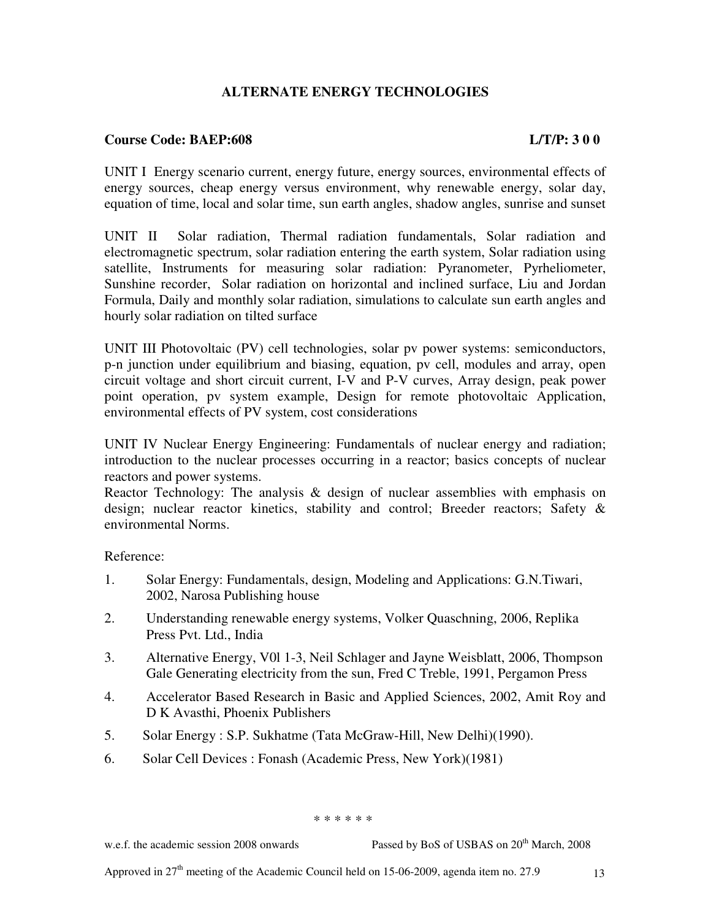## ALTERNATE ENERGY TECHNOLOGIES

**Course Code: BAEP:608** **L/T/P: 3 0 0**

UNIT I Energy scenario current, energy future, energy sources, environmental effects of energy sources, cheap energy versus environment, why renewable energy, solar day, equation of time, local and solar time, sun earth angles, shadow angles, sunrise and sunset

UNIT II Solar radiation, Thermal radiation fundamentals, Solar radiation and electromagnetic spectrum, solar radiation entering the earth system, Solar radiation using satellite, Instruments for measuring solar radiation: Pyranometer, Pyrheliometer, Sunshine recorder, Solar radiation on horizontal and inclined surface, Liu and Jordan Formula, Daily and monthly solar radiation, simulations to calculate sun earth angles and hourly solar radiation on tilted surface

UNIT III Photovoltaic (PV) cell technologies, solar pv power systems: semiconductors, p-n junction under equilibrium and biasing, equation, pv cell, modules and array, open circuit voltage and short circuit current, I-V and P-V curves, Array design, peak power point operation, pv system example, Design for remote photovoltaic Application, environmental effects of PV system, cost considerations

UNIT IV Nuclear Energy Engineering: Fundamentals of nuclear energy and radiation; introduction to the nuclear processes occurring in a reactor; basics concepts of nuclear reactors and power systems.
Reactor Technology: The analysis & design of nuclear assemblies with emphasis on design; nuclear reactor kinetics, stability and control; Breeder reactors; Safety & environmental Norms.

Reference:

1. Solar Energy: Fundamentals, design, Modeling and Applications: G.N.Tiwari, 2002, Narosa Publishing house
2. Understanding renewable energy systems, Volker Quaschning, 2006, Replika Press Pvt. Ltd., India
3. Alternative Energy, V0l 1-3, Neil Schlager and Jayne Weisblatt, 2006, Thompson Gale Generating electricity from the sun, Fred C Treble, 1991, Pergamon Press
4. Accelerator Based Research in Basic and Applied Sciences, 2002, Amit Roy and D K Avasthi, Phoenix Publishers
5. Solar Energy : S.P. Sukhatme (Tata McGraw-Hill, New Delhi)(1990).
6. Solar Cell Devices : Fonash (Academic Press, New York)(1981)

\* \* \* \* \* \*

w.e.f. the academic session 2008 onwards Passed by BoS of USBAS on 20th March, 2008

Approved in 27th meeting of the Academic Council held on 15-06-2009, agenda item no. 27.9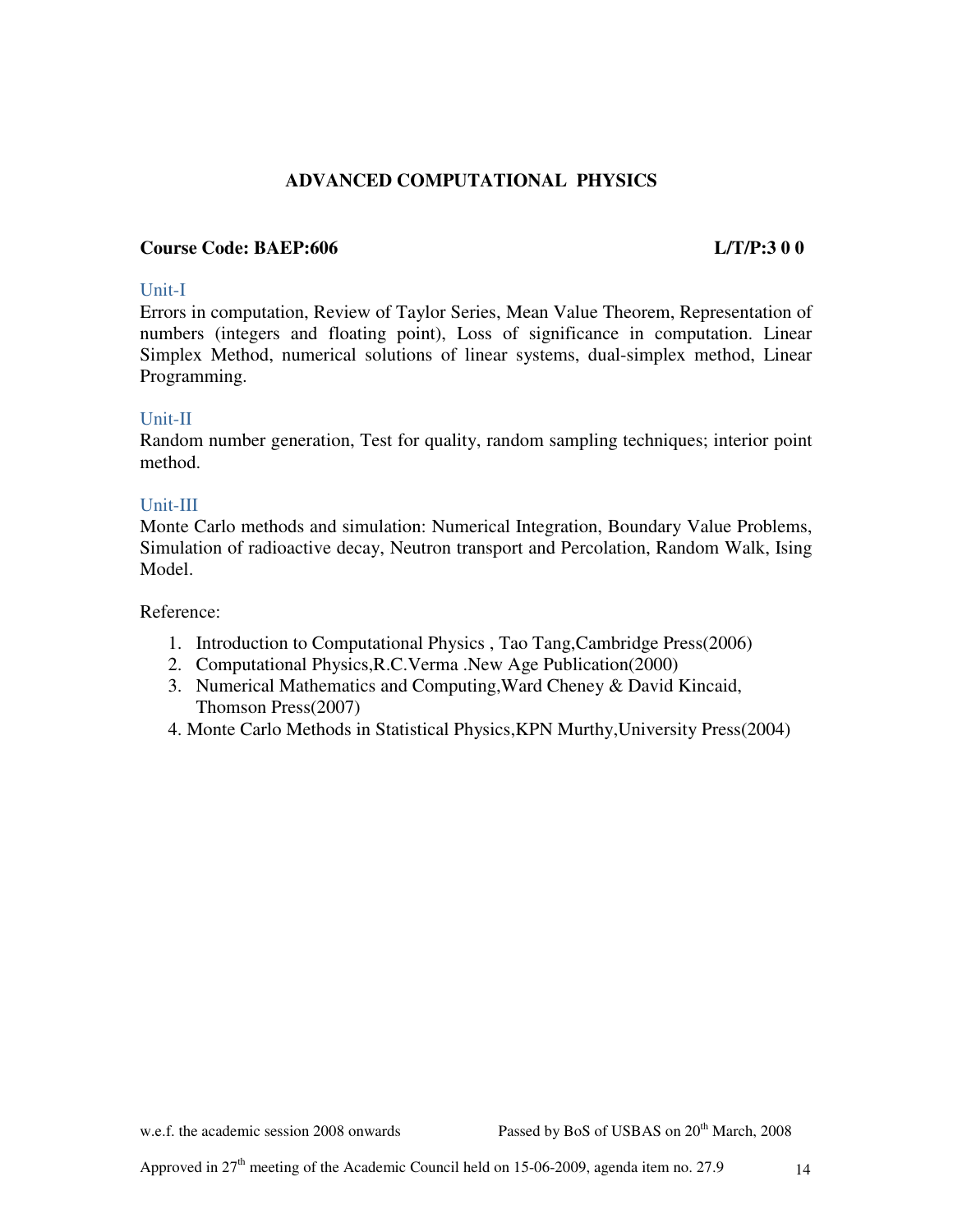# ADVANCED COMPUTATIONAL PHYSICS

**Course Code: BAEP:606** **L/T/P:3 0 0**

### Unit-I

Errors in computation, Review of Taylor Series, Mean Value Theorem, Representation of numbers (integers and floating point), Loss of significance in computation. Linear Simplex Method, numerical solutions of linear systems, dual-simplex method, Linear Programming.

### Unit-II

Random number generation, Test for quality, random sampling techniques; interior point method.

### Unit-III

Monte Carlo methods and simulation: Numerical Integration, Boundary Value Problems, Simulation of radioactive decay, Neutron transport and Percolation, Random Walk, Ising Model.

Reference:

1. Introduction to Computational Physics , Tao Tang,Cambridge Press(2006)
2. Computational Physics,R.C.Verma .New Age Publication(2000)
3. Numerical Mathematics and Computing,Ward Cheney & David Kincaid, Thomson Press(2007)
4. Monte Carlo Methods in Statistical Physics,KPN Murthy,University Press(2004)

w.e.f. the academic session 2008 onwards Passed by BoS of USBAS on 20th March, 2008

Approved in 27th meeting of the Academic Council held on 15-06-2009, agenda item no. 27.9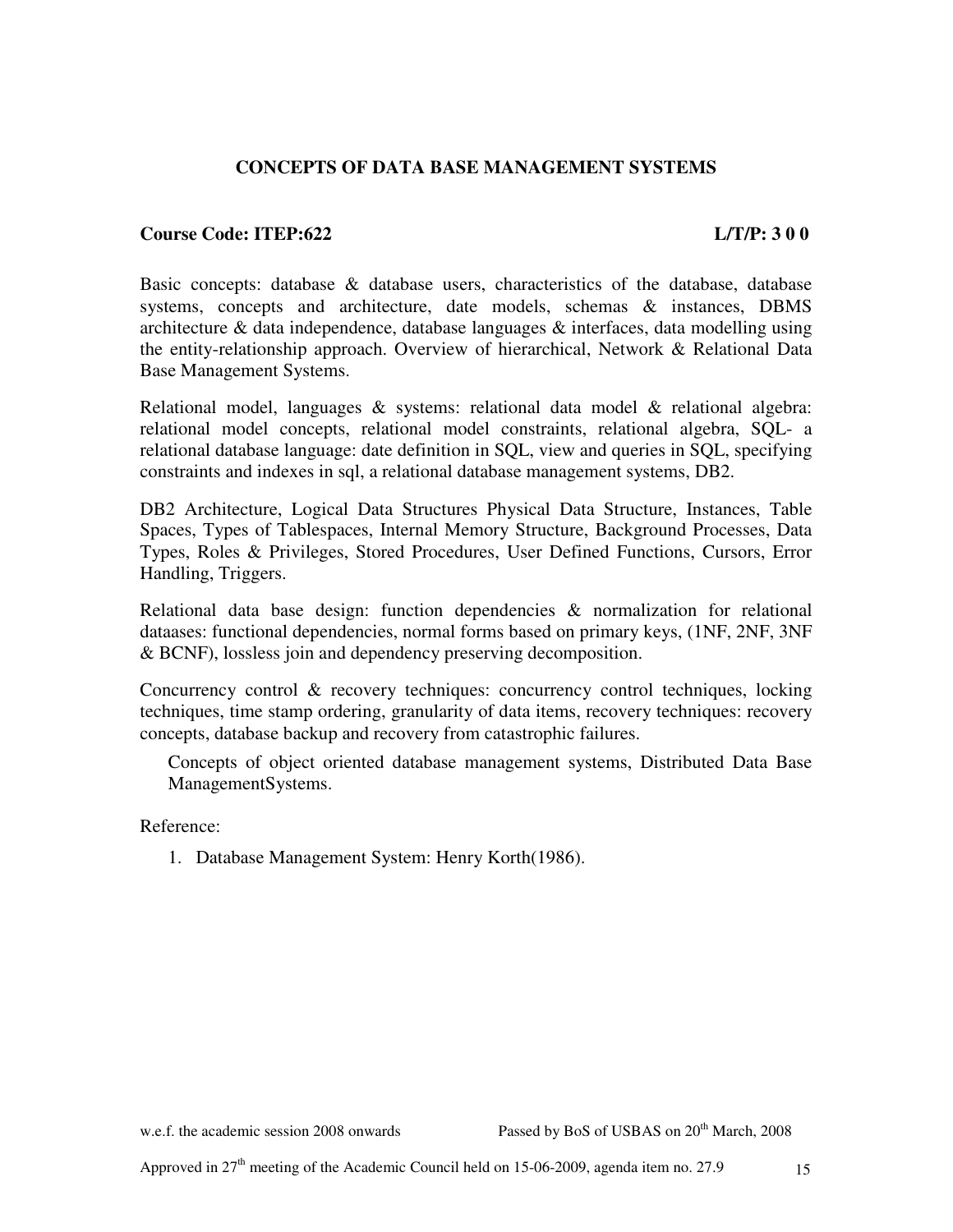## CONCEPTS OF DATA BASE MANAGEMENT SYSTEMS

**Course Code: ITEP:622** **L/T/P: 3 0 0**

Basic concepts: database & database users, characteristics of the database, database systems, concepts and architecture, date models, schemas & instances, DBMS architecture & data independence, database languages & interfaces, data modelling using the entity-relationship approach. Overview of hierarchical, Network & Relational Data Base Management Systems.

Relational model, languages & systems: relational data model & relational algebra: relational model concepts, relational model constraints, relational algebra, SQL- a relational database language: date definition in SQL, view and queries in SQL, specifying constraints and indexes in sql, a relational database management systems, DB2.

DB2 Architecture, Logical Data Structures Physical Data Structure, Instances, Table Spaces, Types of Tablespaces, Internal Memory Structure, Background Processes, Data Types, Roles & Privileges, Stored Procedures, User Defined Functions, Cursors, Error Handling, Triggers.

Relational data base design: function dependencies & normalization for relational dataases: functional dependencies, normal forms based on primary keys, (1NF, 2NF, 3NF & BCNF), lossless join and dependency preserving decomposition.

Concurrency control & recovery techniques: concurrency control techniques, locking techniques, time stamp ordering, granularity of data items, recovery techniques: recovery concepts, database backup and recovery from catastrophic failures.

Concepts of object oriented database management systems, Distributed Data Base ManagementSystems.

Reference:

1. Database Management System: Henry Korth(1986).

w.e.f. the academic session 2008 onwards Passed by BoS of USBAS on 20th March, 2008

Approved in 27th meeting of the Academic Council held on 15-06-2009, agenda item no. 27.9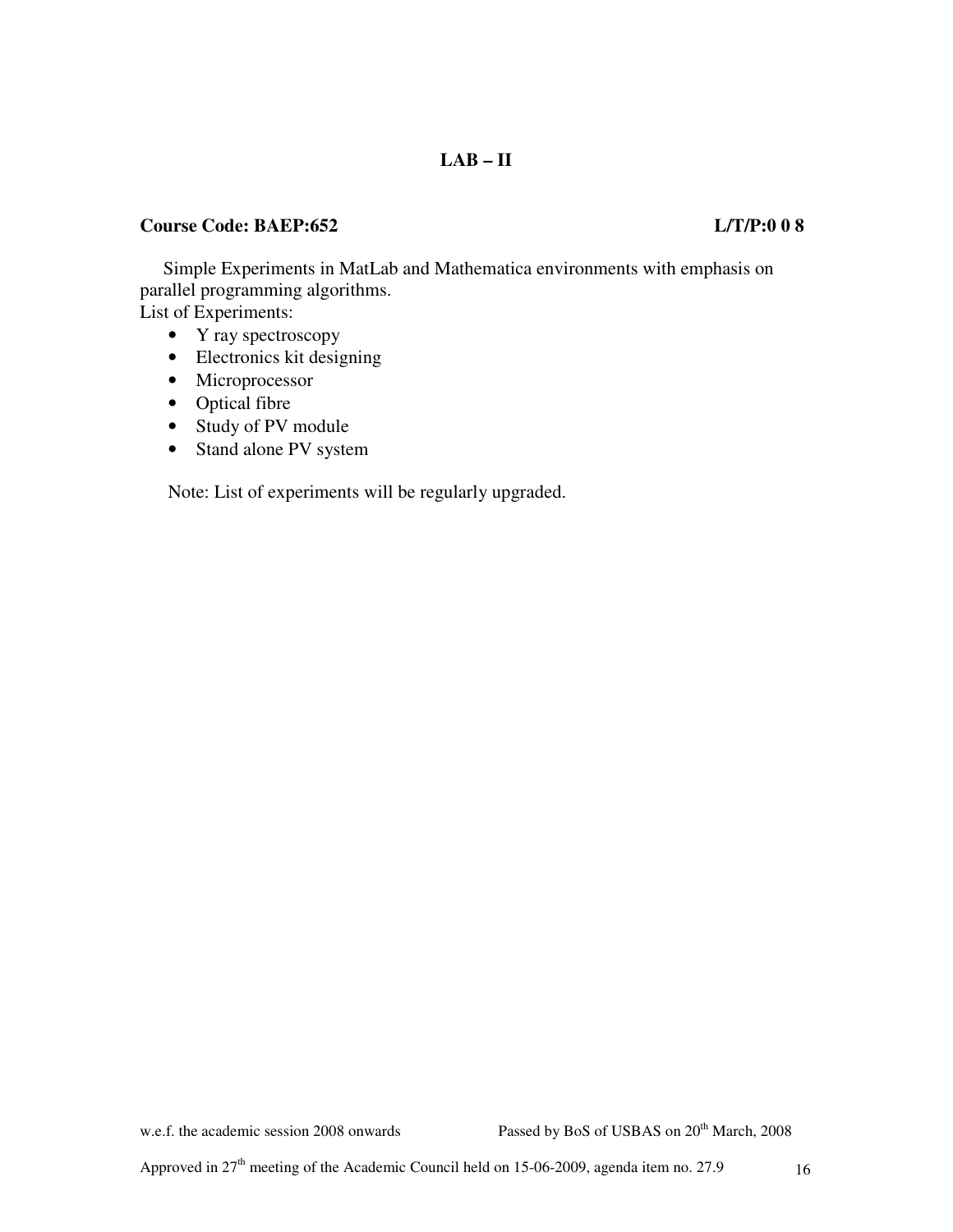## LAB – II

**Course Code: BAEP:652** **L/T/P:0 0 8**

Simple Experiments in MatLab and Mathematica environments with emphasis on parallel programming algorithms.

List of Experiments:

- Y ray spectroscopy
- Electronics kit designing
- Microprocessor
- Optical fibre
- Study of PV module
- Stand alone PV system

Note: List of experiments will be regularly upgraded.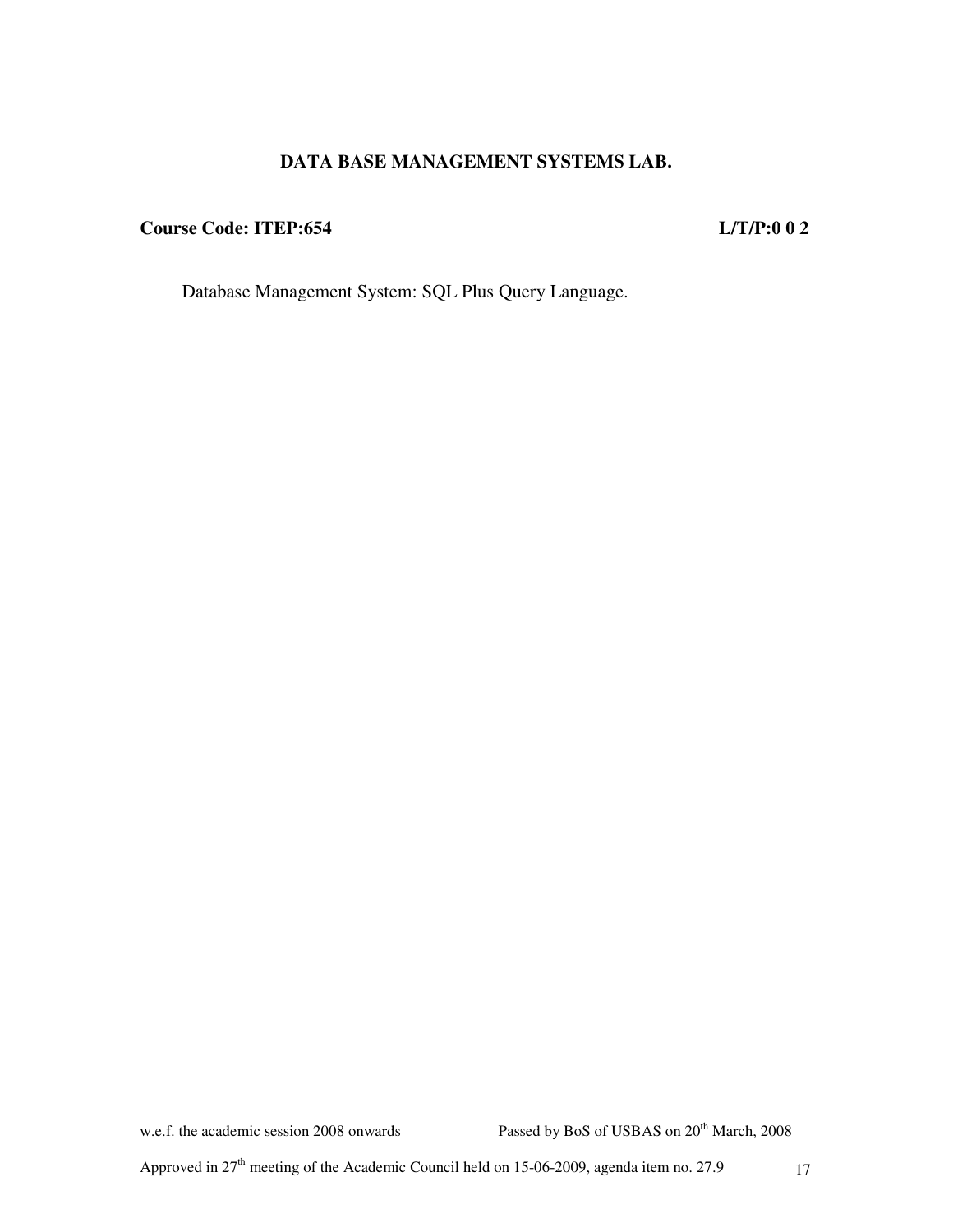# DATA BASE MANAGEMENT SYSTEMS LAB.

**Course Code: ITEP:654** **L/T/P:0 0 2**

Database Management System: SQL Plus Query Language.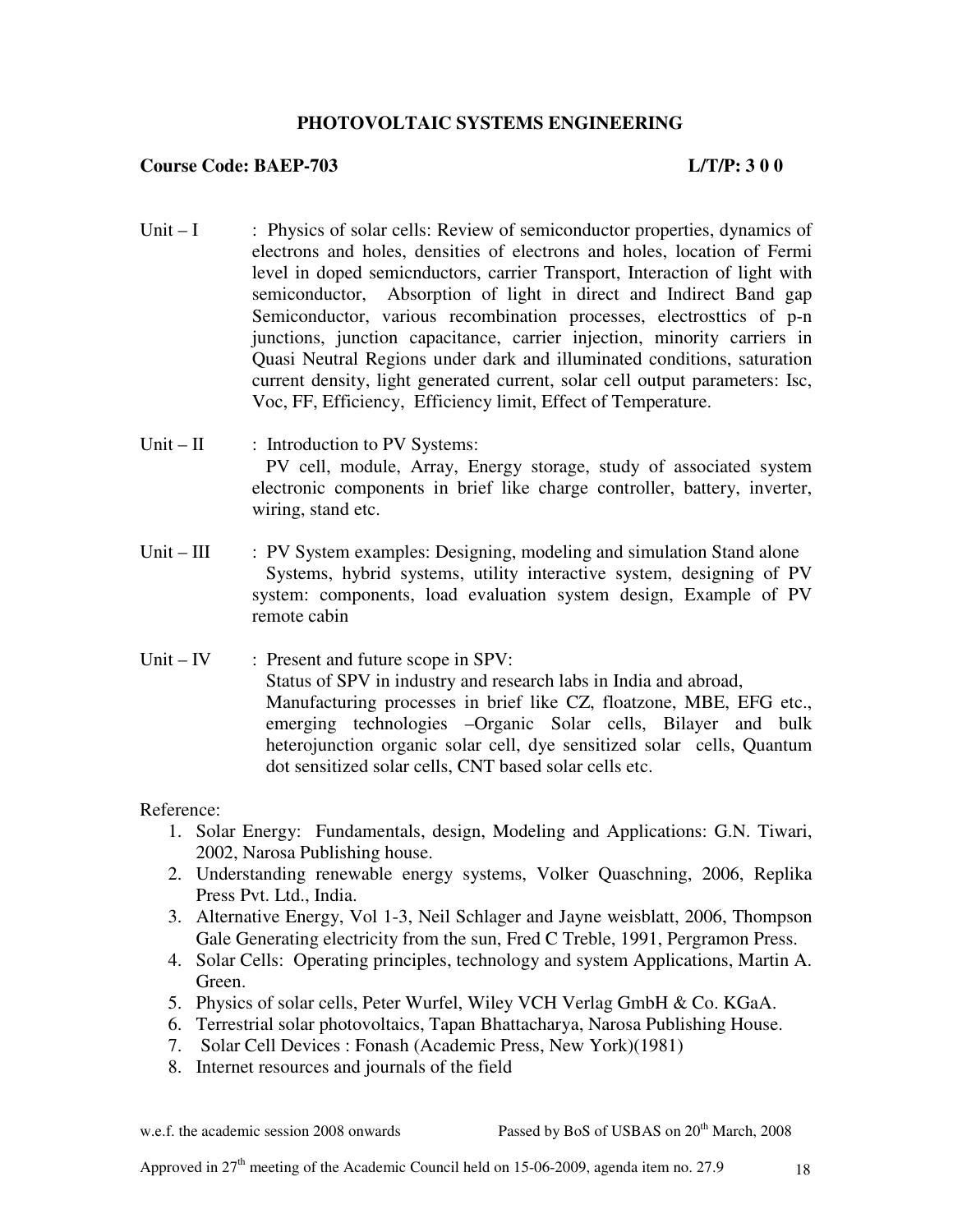# PHOTOVOLTAIC SYSTEMS ENGINEERING

**Course Code: BAEP-703** **L/T/P: 3 0 0**

Unit – I : Physics of solar cells: Review of semiconductor properties, dynamics of electrons and holes, densities of electrons and holes, location of Fermi level in doped semicnductors, carrier Transport, Interaction of light with semiconductor, Absorption of light in direct and Indirect Band gap Semiconductor, various recombination processes, electrosttics of p-n junctions, junction capacitance, carrier injection, minority carriers in Quasi Neutral Regions under dark and illuminated conditions, saturation current density, light generated current, solar cell output parameters: Isc, Voc, FF, Efficiency, Efficiency limit, Effect of Temperature.

Unit – II : Introduction to PV Systems:
PV cell, module, Array, Energy storage, study of associated system electronic components in brief like charge controller, battery, inverter, wiring, stand etc.

Unit – III : PV System examples: Designing, modeling and simulation Stand alone Systems, hybrid systems, utility interactive system, designing of PV system: components, load evaluation system design, Example of PV remote cabin

Unit – IV : Present and future scope in SPV:
Status of SPV in industry and research labs in India and abroad, Manufacturing processes in brief like CZ, floatzone, MBE, EFG etc., emerging technologies –Organic Solar cells, Bilayer and bulk heterojunction organic solar cell, dye sensitized solar cells, Quantum dot sensitized solar cells, CNT based solar cells etc.

Reference:

1. Solar Energy: Fundamentals, design, Modeling and Applications: G.N. Tiwari, 2002, Narosa Publishing house.
2. Understanding renewable energy systems, Volker Quaschning, 2006, Replika Press Pvt. Ltd., India.
3. Alternative Energy, Vol 1-3, Neil Schlager and Jayne weisblatt, 2006, Thompson Gale Generating electricity from the sun, Fred C Treble, 1991, Pergramon Press.
4. Solar Cells: Operating principles, technology and system Applications, Martin A. Green.
5. Physics of solar cells, Peter Wurfel, Wiley VCH Verlag GmbH & Co. KGaA.
6. Terrestrial solar photovoltaics, Tapan Bhattacharya, Narosa Publishing House.
7. Solar Cell Devices : Fonash (Academic Press, New York)(1981)
8. Internet resources and journals of the field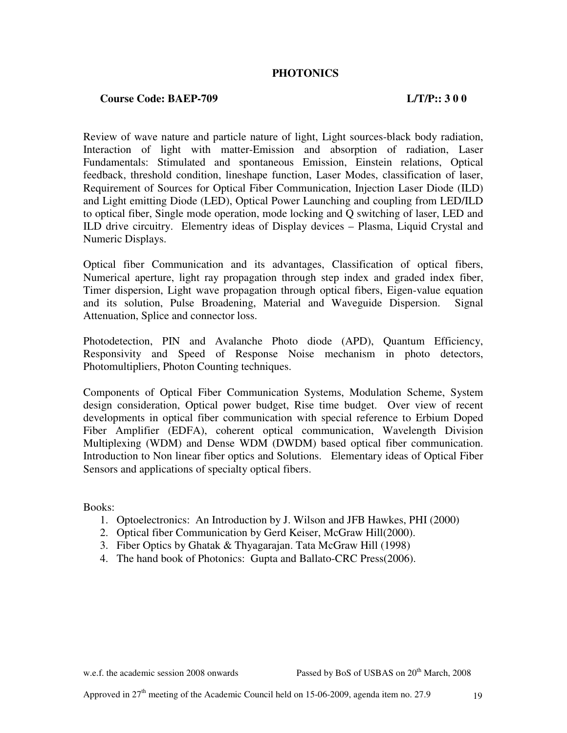# PHOTONICS

**Course Code: BAEP-709** **L/T/P:: 3 0 0**

Review of wave nature and particle nature of light, Light sources-black body radiation, Interaction of light with matter-Emission and absorption of radiation, Laser Fundamentals: Stimulated and spontaneous Emission, Einstein relations, Optical feedback, threshold condition, lineshape function, Laser Modes, classification of laser, Requirement of Sources for Optical Fiber Communication, Injection Laser Diode (ILD) and Light emitting Diode (LED), Optical Power Launching and coupling from LED/ILD to optical fiber, Single mode operation, mode locking and Q switching of laser, LED and ILD drive circuitry. Elementry ideas of Display devices – Plasma, Liquid Crystal and Numeric Displays.

Optical fiber Communication and its advantages, Classification of optical fibers, Numerical aperture, light ray propagation through step index and graded index fiber, Timer dispersion, Light wave propagation through optical fibers, Eigen-value equation and its solution, Pulse Broadening, Material and Waveguide Dispersion. Signal Attenuation, Splice and connector loss.

Photodetection, PIN and Avalanche Photo diode (APD), Quantum Efficiency, Responsivity and Speed of Response Noise mechanism in photo detectors, Photomultipliers, Photon Counting techniques.

Components of Optical Fiber Communication Systems, Modulation Scheme, System design consideration, Optical power budget, Rise time budget. Over view of recent developments in optical fiber communication with special reference to Erbium Doped Fiber Amplifier (EDFA), coherent optical communication, Wavelength Division Multiplexing (WDM) and Dense WDM (DWDM) based optical fiber communication. Introduction to Non linear fiber optics and Solutions. Elementary ideas of Optical Fiber Sensors and applications of specialty optical fibers.

Books:

1. Optoelectronics: An Introduction by J. Wilson and JFB Hawkes, PHI (2000)
2. Optical fiber Communication by Gerd Keiser, McGraw Hill(2000).
3. Fiber Optics by Ghatak & Thyagarajan. Tata McGraw Hill (1998)
4. The hand book of Photonics: Gupta and Ballato-CRC Press(2006).

w.e.f. the academic session 2008 onwards Passed by BoS of USBAS on 20th March, 2008

Approved in 27th meeting of the Academic Council held on 15-06-2009, agenda item no. 27.9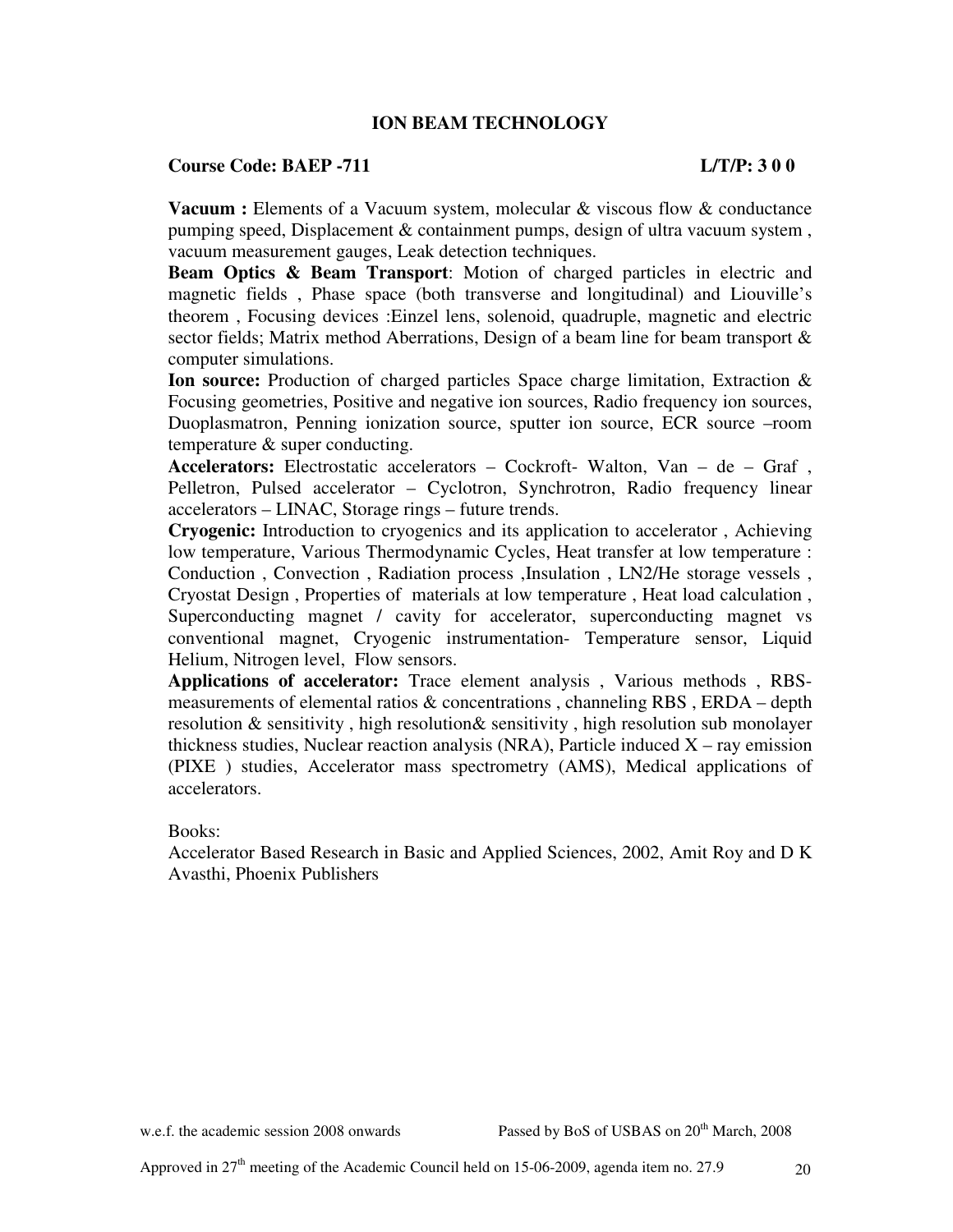## ION BEAM TECHNOLOGY

**Course Code: BAEP -711** **L/T/P: 3 0 0**

**Vacuum :** Elements of a Vacuum system, molecular & viscous flow & conductance pumping speed, Displacement & containment pumps, design of ultra vacuum system , vacuum measurement gauges, Leak detection techniques.

**Beam Optics & Beam Transport**: Motion of charged particles in electric and magnetic fields , Phase space (both transverse and longitudinal) and Liouville's theorem , Focusing devices :Einzel lens, solenoid, quadruple, magnetic and electric sector fields; Matrix method Aberrations, Design of a beam line for beam transport & computer simulations.

**Ion source:** Production of charged particles Space charge limitation, Extraction & Focusing geometries, Positive and negative ion sources, Radio frequency ion sources, Duoplasmatron, Penning ionization source, sputter ion source, ECR source –room temperature & super conducting.

**Accelerators:** Electrostatic accelerators – Cockroft- Walton, Van – de – Graf , Pelletron, Pulsed accelerator – Cyclotron, Synchrotron, Radio frequency linear accelerators – LINAC, Storage rings – future trends.

**Cryogenic:** Introduction to cryogenics and its application to accelerator , Achieving low temperature, Various Thermodynamic Cycles, Heat transfer at low temperature : Conduction , Convection , Radiation process ,Insulation , LN2/He storage vessels , Cryostat Design , Properties of materials at low temperature , Heat load calculation , Superconducting magnet / cavity for accelerator, superconducting magnet vs conventional magnet, Cryogenic instrumentation- Temperature sensor, Liquid Helium, Nitrogen level, Flow sensors.

**Applications of accelerator:** Trace element analysis , Various methods , RBS- measurements of elemental ratios & concentrations , channeling RBS , ERDA – depth resolution & sensitivity , high resolution& sensitivity , high resolution sub monolayer thickness studies, Nuclear reaction analysis (NRA), Particle induced X – ray emission (PIXE ) studies, Accelerator mass spectrometry (AMS), Medical applications of accelerators.

Books:

Accelerator Based Research in Basic and Applied Sciences, 2002, Amit Roy and D K Avasthi, Phoenix Publishers

w.e.f. the academic session 2008 onwards Passed by BoS of USBAS on 20th March, 2008

Approved in 27th meeting of the Academic Council held on 15-06-2009, agenda item no. 27.9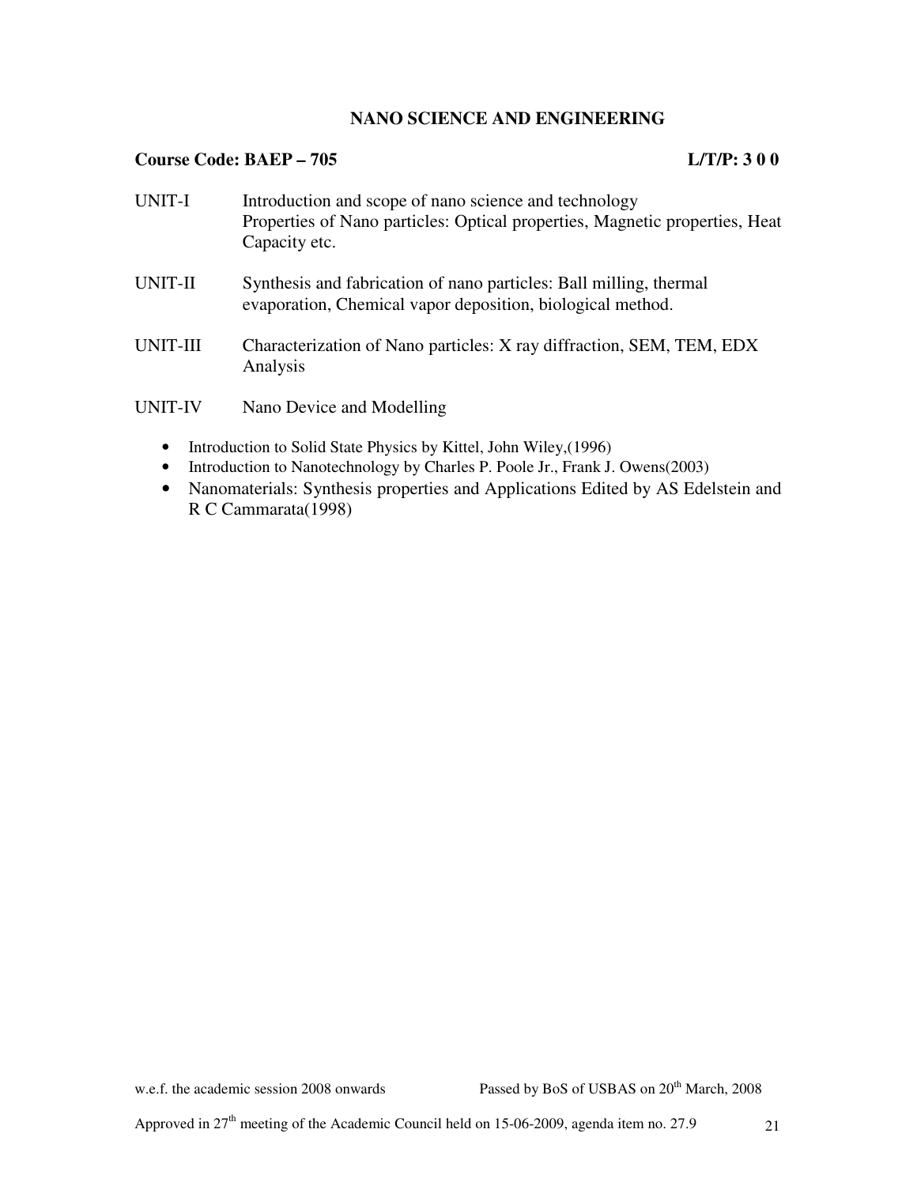## NANO SCIENCE AND ENGINEERING

**Course Code: BAEP – 705** **L/T/P: 3 0 0**

UNIT-I Introduction and scope of nano science and technology
Properties of Nano particles: Optical properties, Magnetic properties, Heat Capacity etc.

UNIT-II Synthesis and fabrication of nano particles: Ball milling, thermal evaporation, Chemical vapor deposition, biological method.

UNIT-III Characterization of Nano particles: X ray diffraction, SEM, TEM, EDX Analysis

UNIT-IV Nano Device and Modelling

- Introduction to Solid State Physics by Kittel, John Wiley,(1996)
- Introduction to Nanotechnology by Charles P. Poole Jr., Frank J. Owens(2003)
- Nanomaterials: Synthesis properties and Applications Edited by AS Edelstein and R C Cammarata(1998)

w.e.f. the academic session 2008 onwards Passed by BoS of USBAS on 20th March, 2008

Approved in 27th meeting of the Academic Council held on 15-06-2009, agenda item no. 27.9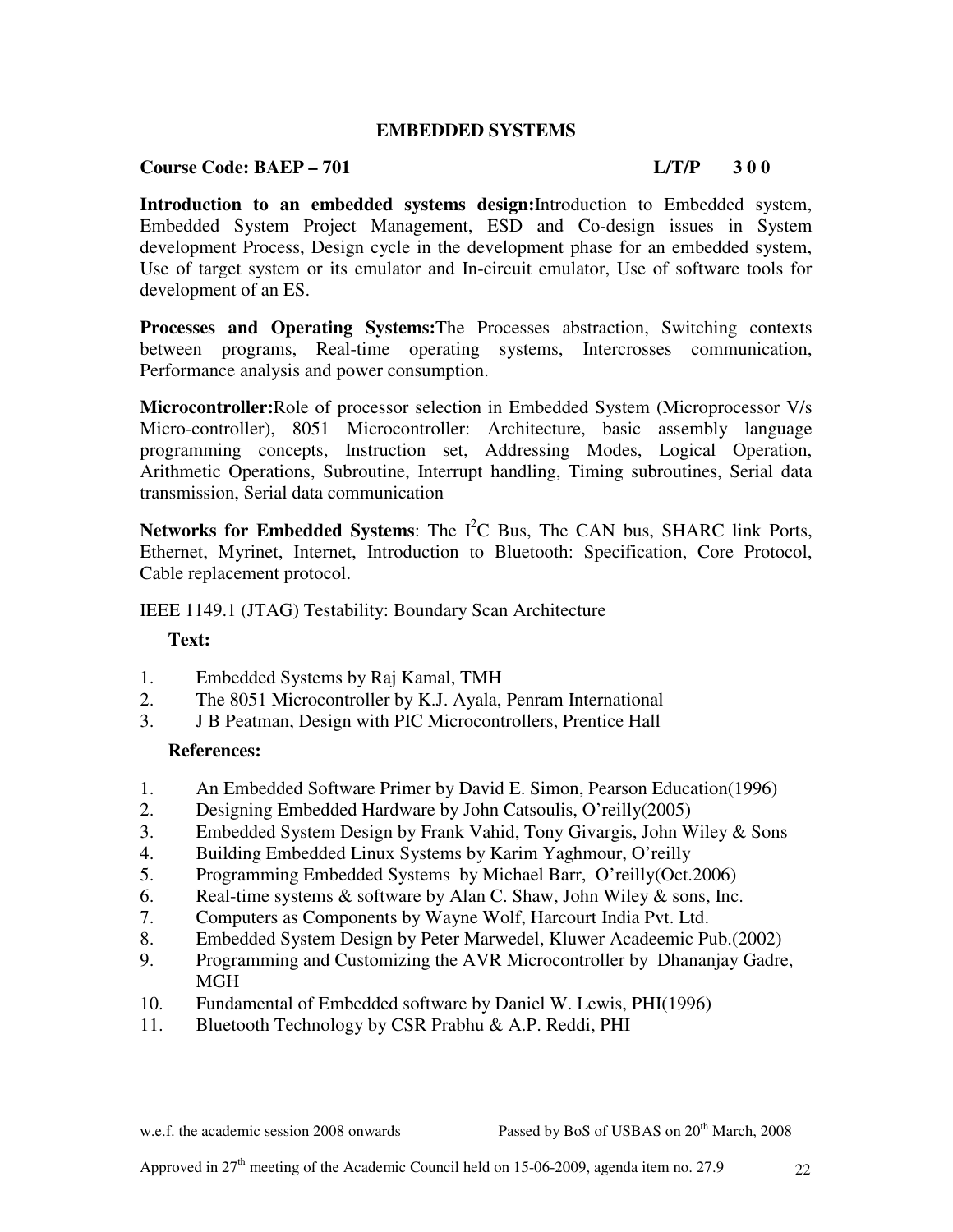## EMBEDDED SYSTEMS

**Course Code: BAEP – 701** **L/T/P 3 0 0**

**Introduction to an embedded systems design:**Introduction to Embedded system, Embedded System Project Management, ESD and Co-design issues in System development Process, Design cycle in the development phase for an embedded system, Use of target system or its emulator and In-circuit emulator, Use of software tools for development of an ES.

**Processes and Operating Systems:**The Processes abstraction, Switching contexts between programs, Real-time operating systems, Intercrosses communication, Performance analysis and power consumption.

**Microcontroller:**Role of processor selection in Embedded System (Microprocessor V/s Micro-controller), 8051 Microcontroller: Architecture, basic assembly language programming concepts, Instruction set, Addressing Modes, Logical Operation, Arithmetic Operations, Subroutine, Interrupt handling, Timing subroutines, Serial data transmission, Serial data communication

**Networks for Embedded Systems**: The $I^2C$ Bus, The CAN bus, SHARC link Ports, Ethernet, Myrinet, Internet, Introduction to Bluetooth: Specification, Core Protocol, Cable replacement protocol.

IEEE 1149.1 (JTAG) Testability: Boundary Scan Architecture

**Text:**

1. Embedded Systems by Raj Kamal, TMH
2. The 8051 Microcontroller by K.J. Ayala, Penram International
3. J B Peatman, Design with PIC Microcontrollers, Prentice Hall

**References:**

1. An Embedded Software Primer by David E. Simon, Pearson Education(1996)
2. Designing Embedded Hardware by John Catsoulis, O'reilly(2005)
3. Embedded System Design by Frank Vahid, Tony Givargis, John Wiley & Sons
4. Building Embedded Linux Systems by Karim Yaghmour, O'reilly
5. Programming Embedded Systems by Michael Barr, O'reilly(Oct.2006)
6. Real-time systems & software by Alan C. Shaw, John Wiley & sons, Inc.
7. Computers as Components by Wayne Wolf, Harcourt India Pvt. Ltd.
8. Embedded System Design by Peter Marwedel, Kluwer Acadeemic Pub.(2002)
9. Programming and Customizing the AVR Microcontroller by Dhananjay Gadre, MGH
10. Fundamental of Embedded software by Daniel W. Lewis, PHI(1996)
11. Bluetooth Technology by CSR Prabhu & A.P. Reddi, PHI

w.e.f. the academic session 2008 onwards Passed by BoS of USBAS on 20th March, 2008

Approved in 27th meeting of the Academic Council held on 15-06-2009, agenda item no. 27.9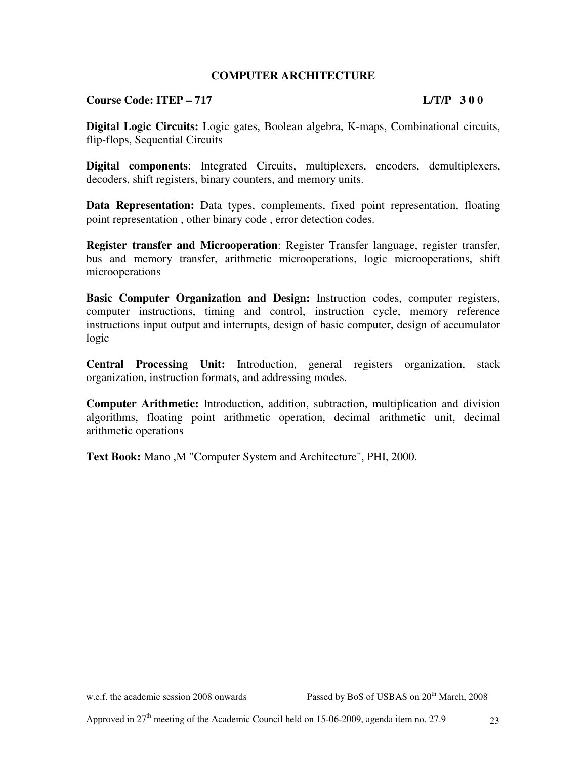## COMPUTER ARCHITECTURE

**Course Code: ITEP – 717** **L/T/P 3 0 0**

**Digital Logic Circuits:** Logic gates, Boolean algebra, K-maps, Combinational circuits, flip-flops, Sequential Circuits

**Digital components**: Integrated Circuits, multiplexers, encoders, demultiplexers, decoders, shift registers, binary counters, and memory units.

**Data Representation:** Data types, complements, fixed point representation, floating point representation , other binary code , error detection codes.

**Register transfer and Microoperation**: Register Transfer language, register transfer, bus and memory transfer, arithmetic microoperations, logic microoperations, shift microoperations

**Basic Computer Organization and Design:** Instruction codes, computer registers, computer instructions, timing and control, instruction cycle, memory reference instructions input output and interrupts, design of basic computer, design of accumulator logic

**Central Processing Unit:** Introduction, general registers organization, stack organization, instruction formats, and addressing modes.

**Computer Arithmetic:** Introduction, addition, subtraction, multiplication and division algorithms, floating point arithmetic operation, decimal arithmetic unit, decimal arithmetic operations

**Text Book:** Mano ,M "Computer System and Architecture", PHI, 2000.

w.e.f. the academic session 2008 onwards Passed by BoS of USBAS on 20th March, 2008

Approved in 27th meeting of the Academic Council held on 15-06-2009, agenda item no. 27.9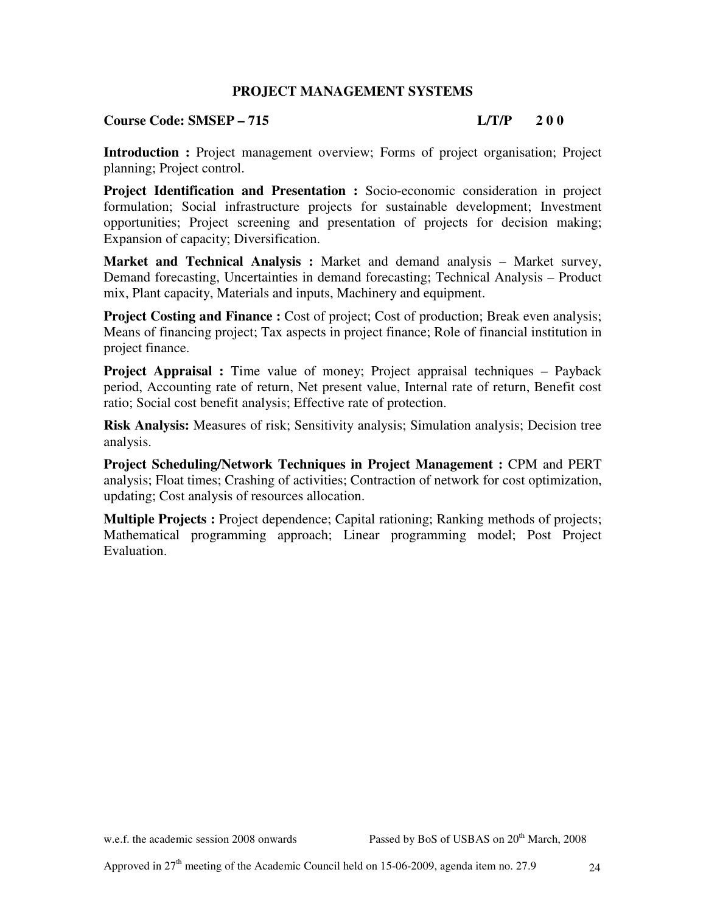## PROJECT MANAGEMENT SYSTEMS

**Course Code: SMSEP – 715** **L/T/P 2 0 0**

**Introduction :** Project management overview; Forms of project organisation; Project planning; Project control.

**Project Identification and Presentation :** Socio-economic consideration in project formulation; Social infrastructure projects for sustainable development; Investment opportunities; Project screening and presentation of projects for decision making; Expansion of capacity; Diversification.

**Market and Technical Analysis :** Market and demand analysis – Market survey, Demand forecasting, Uncertainties in demand forecasting; Technical Analysis – Product mix, Plant capacity, Materials and inputs, Machinery and equipment.

**Project Costing and Finance :** Cost of project; Cost of production; Break even analysis; Means of financing project; Tax aspects in project finance; Role of financial institution in project finance.

**Project Appraisal :** Time value of money; Project appraisal techniques – Payback period, Accounting rate of return, Net present value, Internal rate of return, Benefit cost ratio; Social cost benefit analysis; Effective rate of protection.

**Risk Analysis:** Measures of risk; Sensitivity analysis; Simulation analysis; Decision tree analysis.

**Project Scheduling/Network Techniques in Project Management :** CPM and PERT analysis; Float times; Crashing of activities; Contraction of network for cost optimization, updating; Cost analysis of resources allocation.

**Multiple Projects :** Project dependence; Capital rationing; Ranking methods of projects; Mathematical programming approach; Linear programming model; Post Project Evaluation.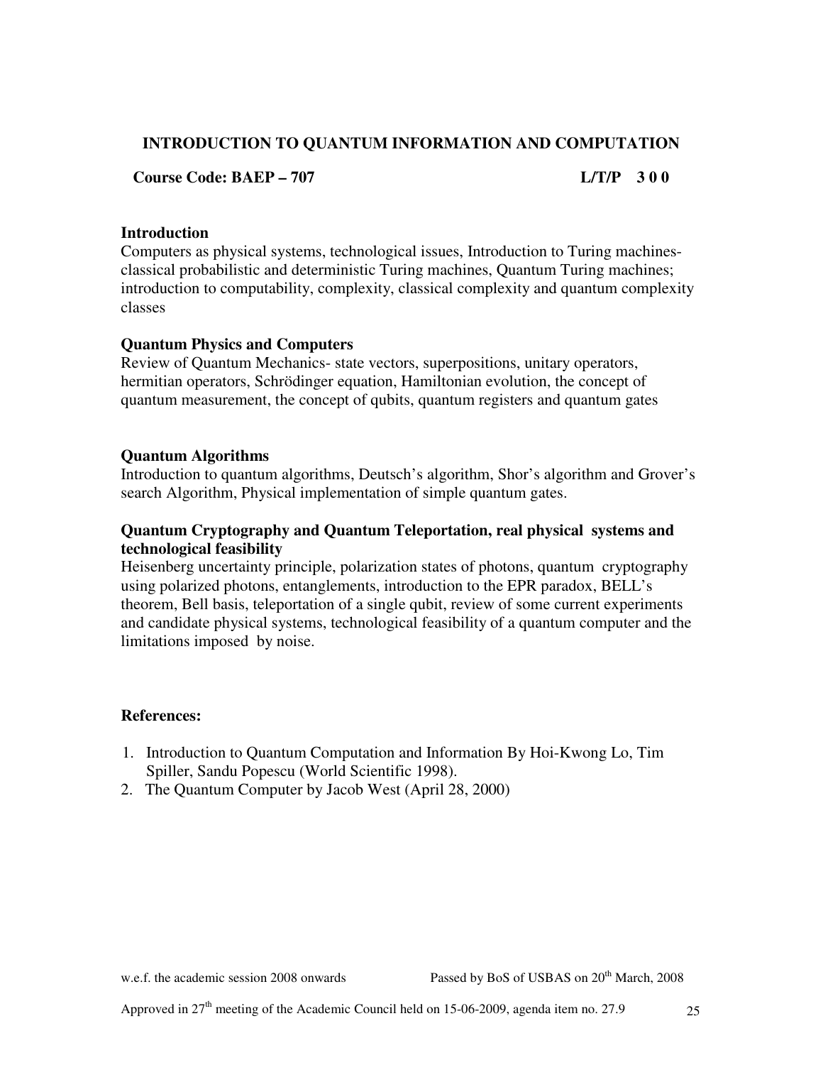## INTRODUCTION TO QUANTUM INFORMATION AND COMPUTATION

**Course Code: BAEP – 707** **L/T/P 3 0 0**

### Introduction

Computers as physical systems, technological issues, Introduction to Turing machines-classical probabilistic and deterministic Turing machines, Quantum Turing machines; introduction to computability, complexity, classical complexity and quantum complexity classes

### Quantum Physics and Computers

Review of Quantum Mechanics- state vectors, superpositions, unitary operators, hermitian operators, Schrödinger equation, Hamiltonian evolution, the concept of quantum measurement, the concept of qubits, quantum registers and quantum gates

### Quantum Algorithms

Introduction to quantum algorithms, Deutsch's algorithm, Shor's algorithm and Grover's search Algorithm, Physical implementation of simple quantum gates.

### Quantum Cryptography and Quantum Teleportation, real physical systems and technological feasibility

Heisenberg uncertainty principle, polarization states of photons, quantum cryptography using polarized photons, entanglements, introduction to the EPR paradox, BELL's theorem, Bell basis, teleportation of a single qubit, review of some current experiments and candidate physical systems, technological feasibility of a quantum computer and the limitations imposed by noise.

### References:

1. Introduction to Quantum Computation and Information By Hoi-Kwong Lo, Tim Spiller, Sandu Popescu (World Scientific 1998).
2. The Quantum Computer by Jacob West (April 28, 2000)

w.e.f. the academic session 2008 onwards Passed by BoS of USBAS on 20th March, 2008

Approved in 27th meeting of the Academic Council held on 15-06-2009, agenda item no. 27.9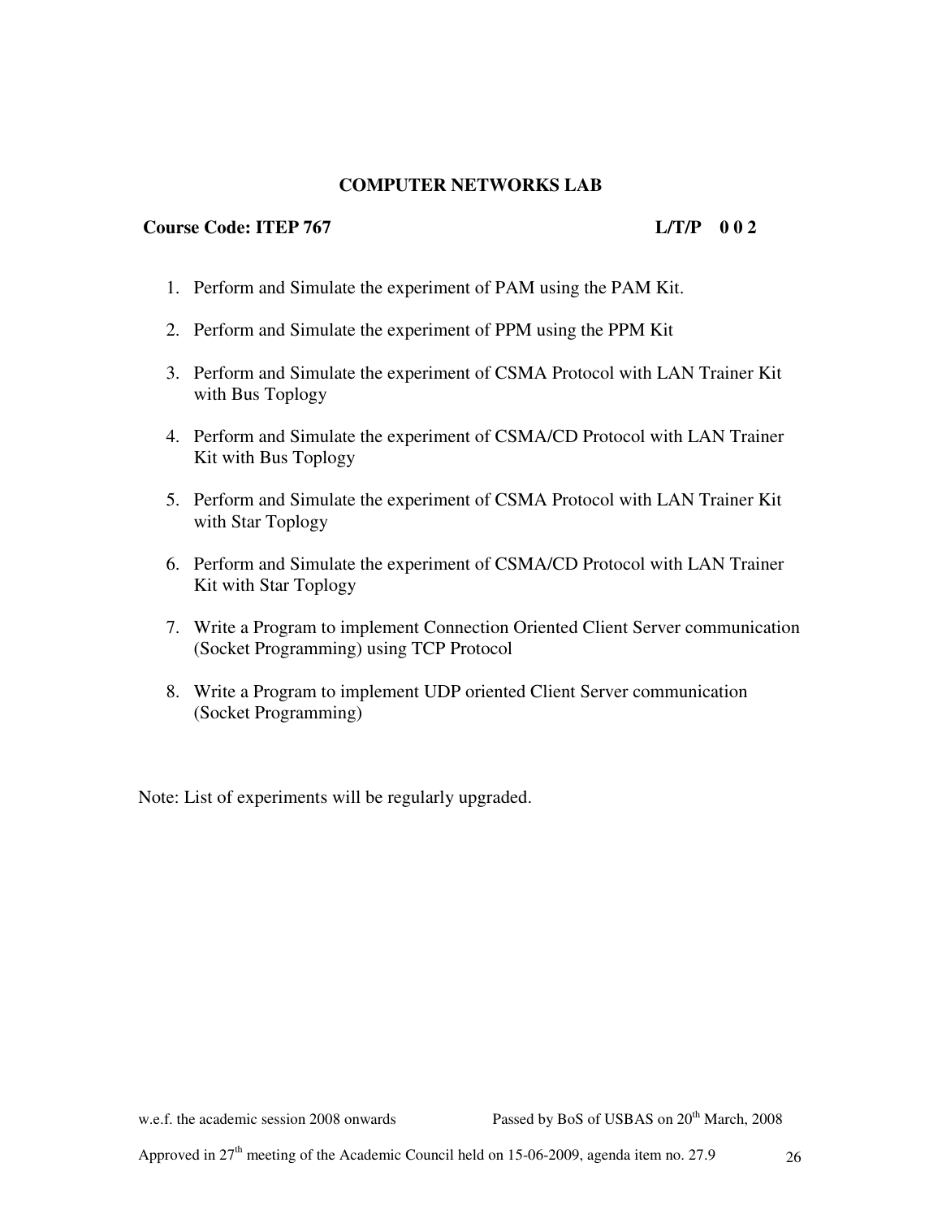## COMPUTER NETWORKS LAB

**Course Code: ITEP 767** **L/T/P 0 0 2**

1. Perform and Simulate the experiment of PAM using the PAM Kit.
2. Perform and Simulate the experiment of PPM using the PPM Kit
3. Perform and Simulate the experiment of CSMA Protocol with LAN Trainer Kit with Bus Toplogy
4. Perform and Simulate the experiment of CSMA/CD Protocol with LAN Trainer Kit with Bus Toplogy
5. Perform and Simulate the experiment of CSMA Protocol with LAN Trainer Kit with Star Toplogy
6. Perform and Simulate the experiment of CSMA/CD Protocol with LAN Trainer Kit with Star Toplogy
7. Write a Program to implement Connection Oriented Client Server communication (Socket Programming) using TCP Protocol
8. Write a Program to implement UDP oriented Client Server communication (Socket Programming)

Note: List of experiments will be regularly upgraded.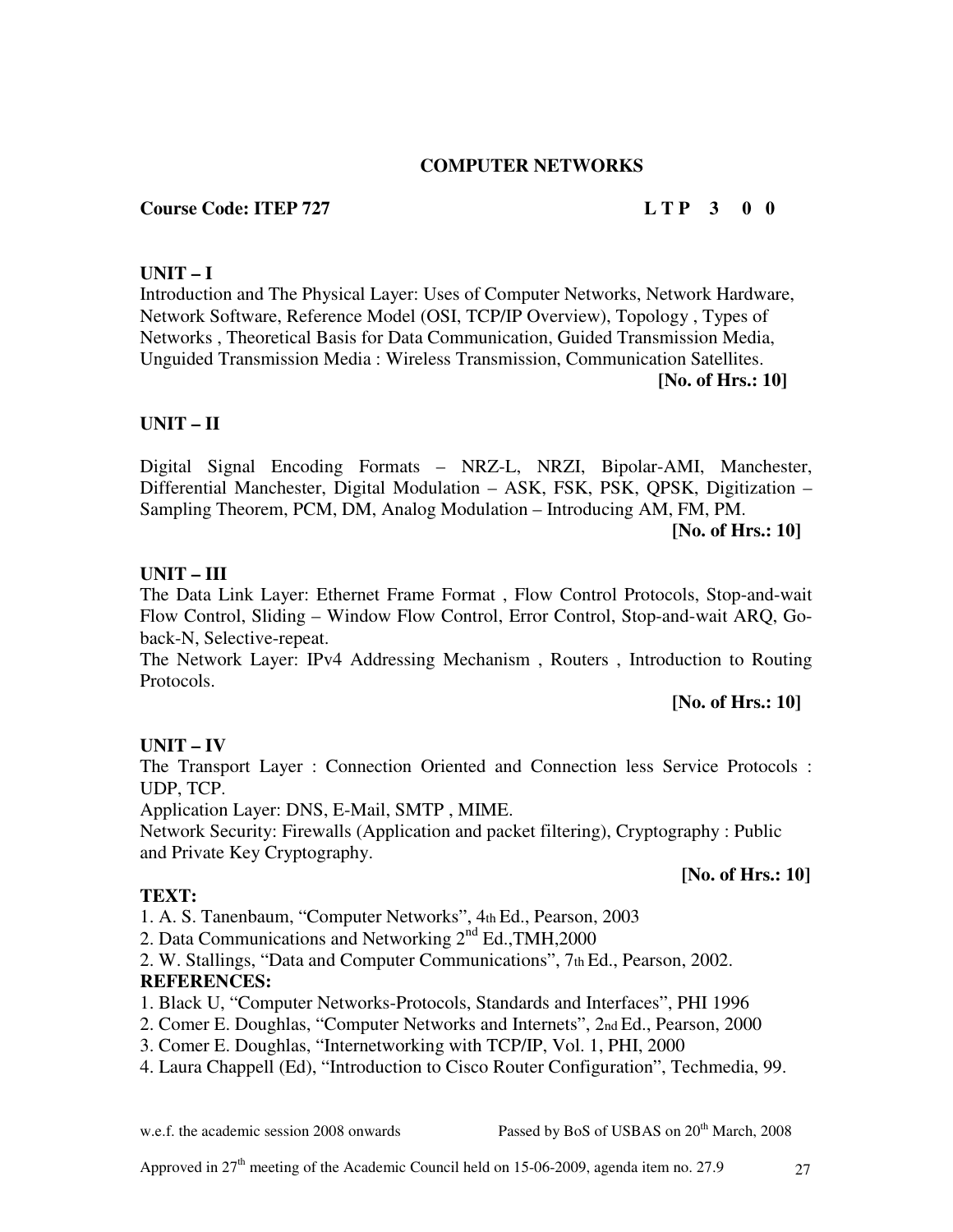# COMPUTER NETWORKS

**Course Code: ITEP 727** **L T P 3 0 0**

**UNIT – I**

Introduction and The Physical Layer: Uses of Computer Networks, Network Hardware, Network Software, Reference Model (OSI, TCP/IP Overview), Topology , Types of Networks , Theoretical Basis for Data Communication, Guided Transmission Media, Unguided Transmission Media : Wireless Transmission, Communication Satellites.

**[No. of Hrs.: 10]**

**UNIT – II**

Digital Signal Encoding Formats – NRZ-L, NRZI, Bipolar-AMI, Manchester, Differential Manchester, Digital Modulation – ASK, FSK, PSK, QPSK, Digitization – Sampling Theorem, PCM, DM, Analog Modulation – Introducing AM, FM, PM.

**[No. of Hrs.: 10]**

**UNIT – III**

The Data Link Layer: Ethernet Frame Format , Flow Control Protocols, Stop-and-wait Flow Control, Sliding – Window Flow Control, Error Control, Stop-and-wait ARQ, Go-back-N, Selective-repeat.

The Network Layer: IPv4 Addressing Mechanism , Routers , Introduction to Routing Protocols.

**[No. of Hrs.: 10]**

**UNIT – IV**

The Transport Layer : Connection Oriented and Connection less Service Protocols : UDP, TCP.

Application Layer: DNS, E-Mail, SMTP , MIME.

Network Security: Firewalls (Application and packet filtering), Cryptography : Public and Private Key Cryptography.

**[No. of Hrs.: 10]**

**TEXT:**

1. A. S. Tanenbaum, "Computer Networks", 4th Ed., Pearson, 2003
2. Data Communications and Networking 2nd Ed.,TMH,2000
2. W. Stallings, "Data and Computer Communications", 7th Ed., Pearson, 2002.

**REFERENCES:**

1. Black U, "Computer Networks-Protocols, Standards and Interfaces", PHI 1996
2. Comer E. Doughlas, "Computer Networks and Internets", 2nd Ed., Pearson, 2000
3. Comer E. Doughlas, "Internetworking with TCP/IP, Vol. 1, PHI, 2000
4. Laura Chappell (Ed), "Introduction to Cisco Router Configuration", Techmedia, 99.

w.e.f. the academic session 2008 onwards Passed by BoS of USBAS on 20th March, 2008

Approved in 27th meeting of the Academic Council held on 15-06-2009, agenda item no. 27.9